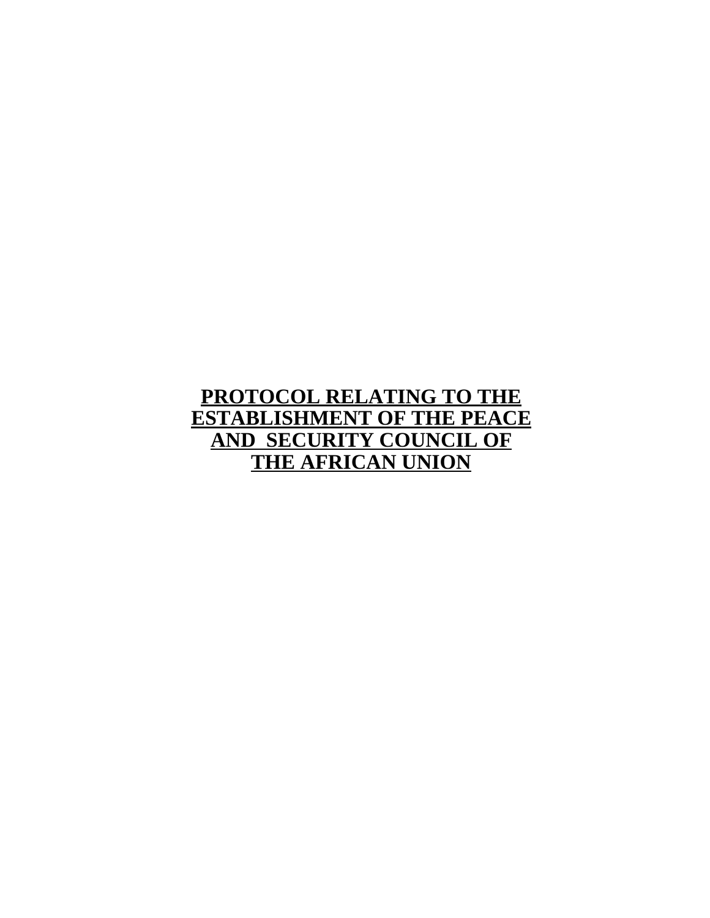# PROTOCOL RELATING TO THE ESTABLISHMENT OF THE PEACE AND SECURITY COUNCIL OF THE AFRICAN UNION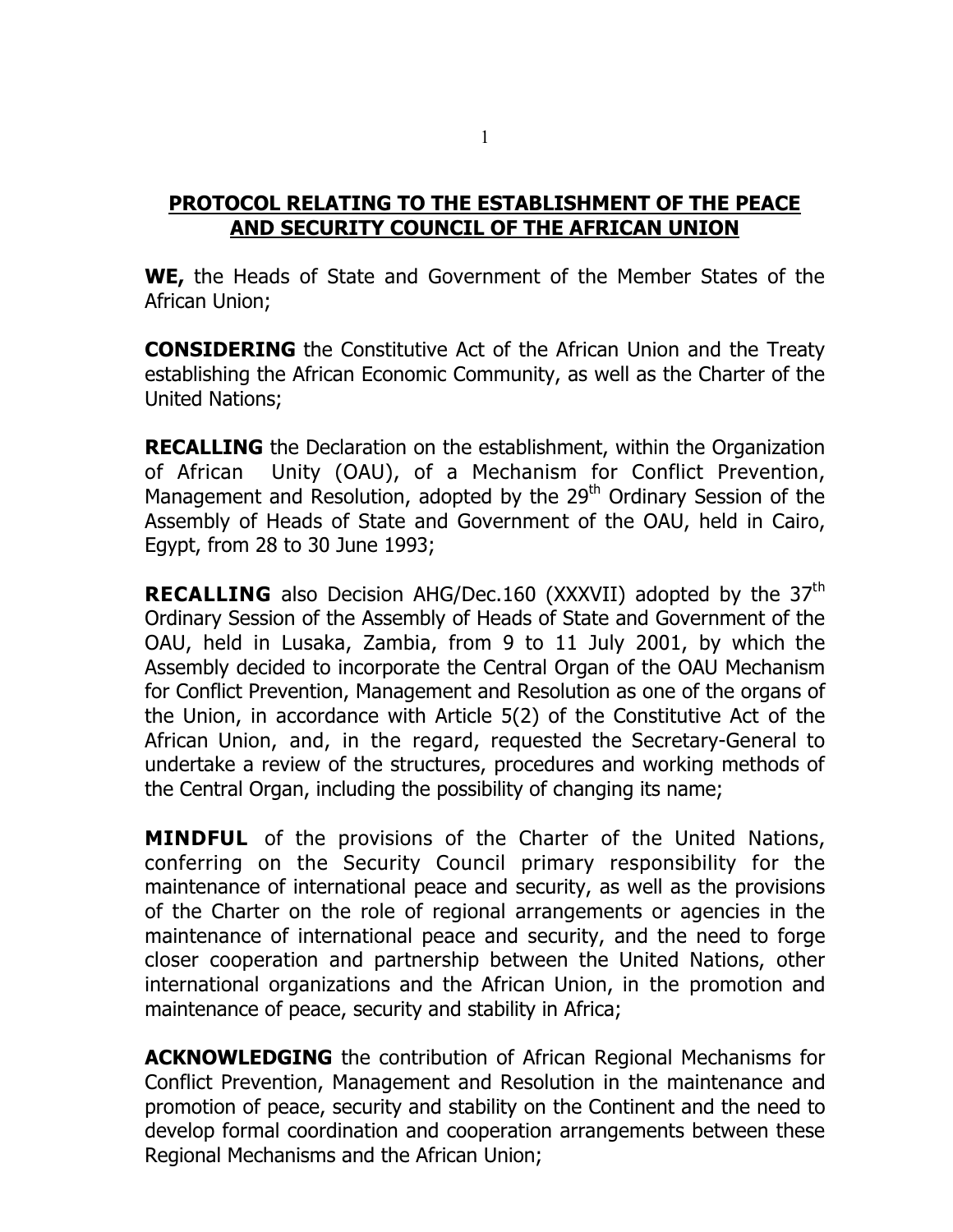## **PROTOCOL RELATING TO THE ESTABLISHMENT OF THE PEACE AND SECURITY COUNCIL OF THE AFRICAN UNION**

**WE,** the Heads of State and Government of the Member States of the African Union;

**CONSIDERING** the Constitutive Act of the African Union and the Treaty establishing the African Economic Community, as well as the Charter of the United Nations;

**RECALLING** the Declaration on the establishment, within the Organization of African Unity (OAU), of a Mechanism for Conflict Prevention, Management and Resolution, adopted by the 29th Ordinary Session of the Assembly of Heads of State and Government of the OAU, held in Cairo, Egypt, from 28 to 30 June 1993;

**RECALLING** also Decision AHG/Dec.160 (XXXVII) adopted by the 37th Ordinary Session of the Assembly of Heads of State and Government of the OAU, held in Lusaka, Zambia, from 9 to 11 July 2001, by which the Assembly decided to incorporate the Central Organ of the OAU Mechanism for Conflict Prevention, Management and Resolution as one of the organs of the Union, in accordance with Article 5(2) of the Constitutive Act of the African Union, and, in the regard, requested the Secretary-General to undertake a review of the structures, procedures and working methods of the Central Organ, including the possibility of changing its name;

**MINDFUL** of the provisions of the Charter of the United Nations, conferring on the Security Council primary responsibility for the maintenance of international peace and security, as well as the provisions of the Charter on the role of regional arrangements or agencies in the maintenance of international peace and security, and the need to forge closer cooperation and partnership between the United Nations, other international organizations and the African Union, in the promotion and maintenance of peace, security and stability in Africa;

**ACKNOWLEDGING** the contribution of African Regional Mechanisms for Conflict Prevention, Management and Resolution in the maintenance and promotion of peace, security and stability on the Continent and the need to develop formal coordination and cooperation arrangements between these Regional Mechanisms and the African Union;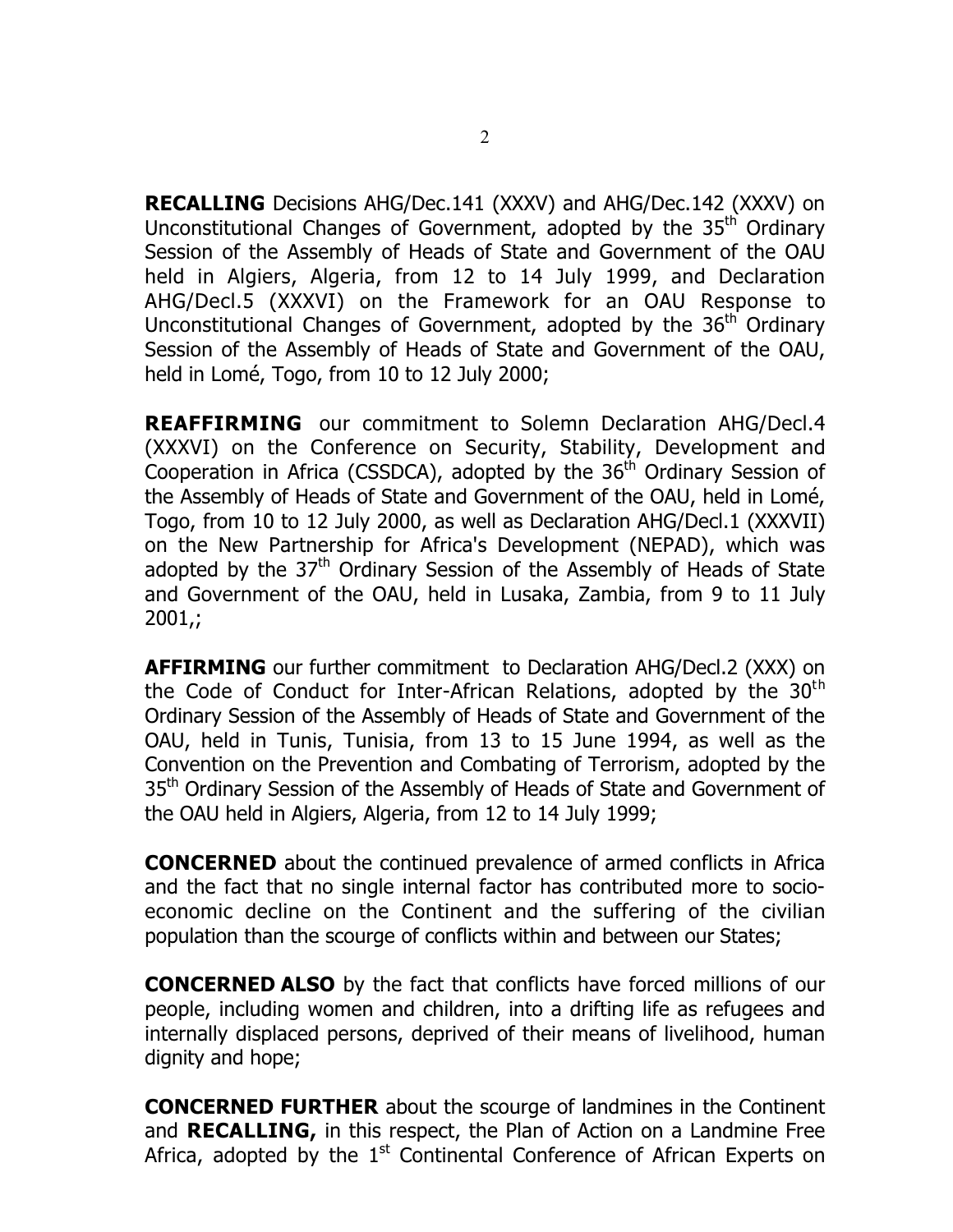**RECALLING** Decisions AHG/Dec.141 (XXXV) and AHG/Dec.142 (XXXV) on Unconstitutional Changes of Government, adopted by the 35th Ordinary Session of the Assembly of Heads of State and Government of the OAU held in Algiers, Algeria, from 12 to 14 July 1999, and Declaration AHG/Decl.5 (XXXVI) on the Framework for an OAU Response to Unconstitutional Changes of Government, adopted by the 36th Ordinary Session of the Assembly of Heads of State and Government of the OAU, held in Lomé, Togo, from 10 to 12 July 2000;

**REAFFIRMING** our commitment to Solemn Declaration AHG/Decl.4 (XXXVI) on the Conference on Security, Stability, Development and Cooperation in Africa (CSSDCA), adopted by the 36th Ordinary Session of the Assembly of Heads of State and Government of the OAU, held in Lomé, Togo, from 10 to 12 July 2000, as well as Declaration AHG/Decl.1 (XXXVII) on the New Partnership for Africa's Development (NEPAD), which was adopted by the 37th Ordinary Session of the Assembly of Heads of State and Government of the OAU, held in Lusaka, Zambia, from 9 to 11 July 2001,;

**AFFIRMING** our further commitment to Declaration AHG/Decl.2 (XXX) on the Code of Conduct for Inter-African Relations, adopted by the 30th Ordinary Session of the Assembly of Heads of State and Government of the OAU, held in Tunis, Tunisia, from 13 to 15 June 1994, as well as the Convention on the Prevention and Combating of Terrorism, adopted by the 35th Ordinary Session of the Assembly of Heads of State and Government of the OAU held in Algiers, Algeria, from 12 to 14 July 1999;

**CONCERNED** about the continued prevalence of armed conflicts in Africa and the fact that no single internal factor has contributed more to socio-economic decline on the Continent and the suffering of the civilian population than the scourge of conflicts within and between our States;

**CONCERNED ALSO** by the fact that conflicts have forced millions of our people, including women and children, into a drifting life as refugees and internally displaced persons, deprived of their means of livelihood, human dignity and hope;

**CONCERNED FURTHER** about the scourge of landmines in the Continent and **RECALLING,** in this respect, the Plan of Action on a Landmine Free Africa, adopted by the 1st Continental Conference of African Experts on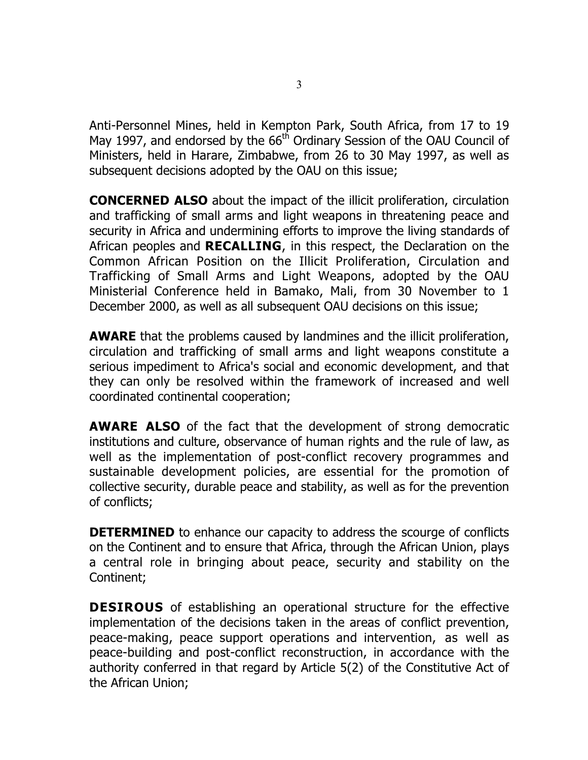Anti-Personnel Mines, held in Kempton Park, South Africa, from 17 to 19 May 1997, and endorsed by the 66th Ordinary Session of the OAU Council of Ministers, held in Harare, Zimbabwe, from 26 to 30 May 1997, as well as subsequent decisions adopted by the OAU on this issue;

**CONCERNED ALSO** about the impact of the illicit proliferation, circulation and trafficking of small arms and light weapons in threatening peace and security in Africa and undermining efforts to improve the living standards of African peoples and **RECALLING**, in this respect, the Declaration on the Common African Position on the Illicit Proliferation, Circulation and Trafficking of Small Arms and Light Weapons, adopted by the OAU Ministerial Conference held in Bamako, Mali, from 30 November to 1 December 2000, as well as all subsequent OAU decisions on this issue;

**AWARE** that the problems caused by landmines and the illicit proliferation, circulation and trafficking of small arms and light weapons constitute a serious impediment to Africa's social and economic development, and that they can only be resolved within the framework of increased and well coordinated continental cooperation;

**AWARE ALSO** of the fact that the development of strong democratic institutions and culture, observance of human rights and the rule of law, as well as the implementation of post-conflict recovery programmes and sustainable development policies, are essential for the promotion of collective security, durable peace and stability, as well as for the prevention of conflicts;

**DETERMINED** to enhance our capacity to address the scourge of conflicts on the Continent and to ensure that Africa, through the African Union, plays a central role in bringing about peace, security and stability on the Continent;

**DESIROUS** of establishing an operational structure for the effective implementation of the decisions taken in the areas of conflict prevention, peace-making, peace support operations and intervention, as well as peace-building and post-conflict reconstruction, in accordance with the authority conferred in that regard by Article 5(2) of the Constitutive Act of the African Union;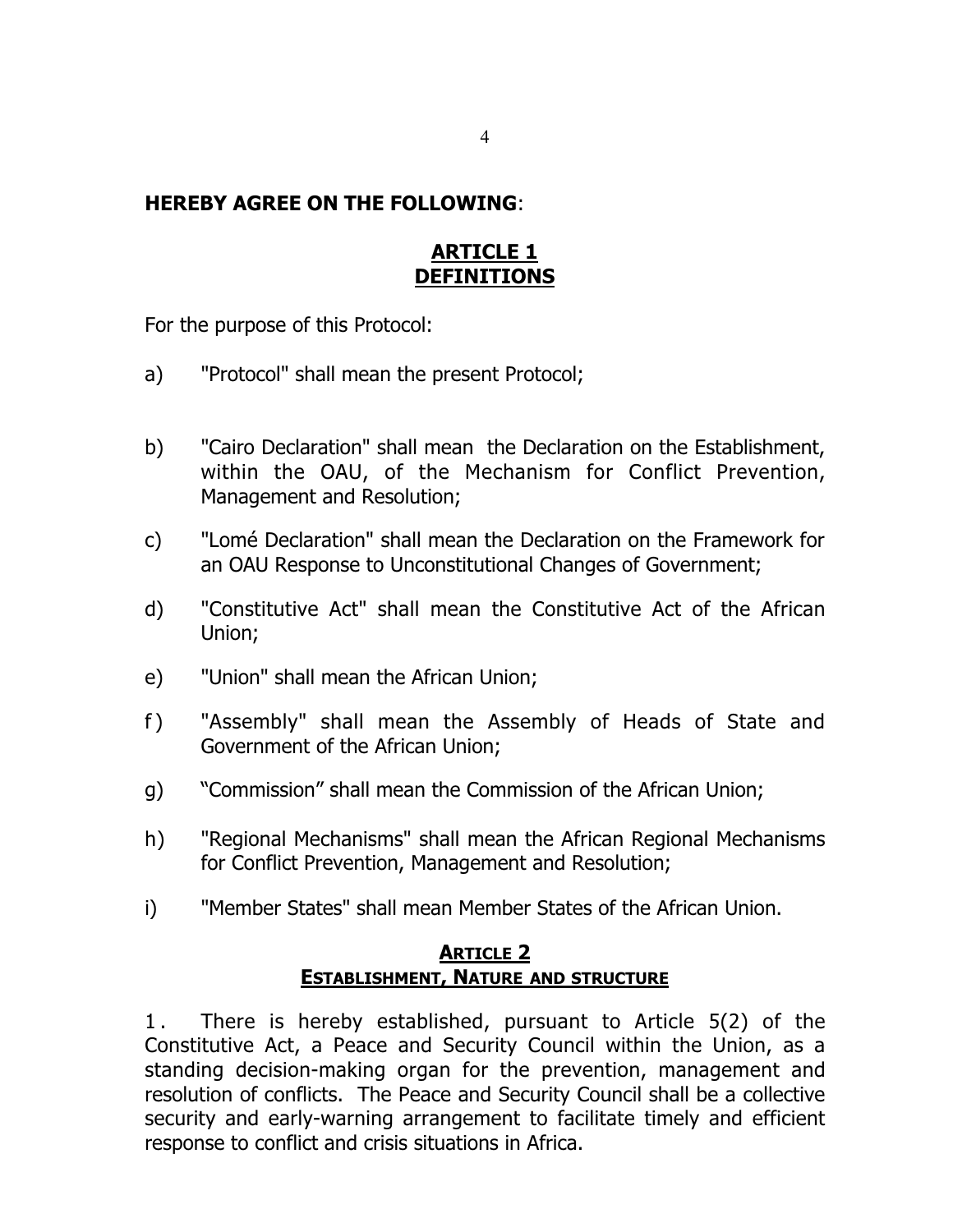**HEREBY AGREE ON THE FOLLOWING**:

## ARTICLE 1
## DEFINITIONS

For the purpose of this Protocol:

a) "Protocol" shall mean the present Protocol;

b) "Cairo Declaration" shall mean the Declaration on the Establishment, within the OAU, of the Mechanism for Conflict Prevention, Management and Resolution;

c) "Lomé Declaration" shall mean the Declaration on the Framework for an OAU Response to Unconstitutional Changes of Government;

d) "Constitutive Act" shall mean the Constitutive Act of the African Union;

e) "Union" shall mean the African Union;

f) "Assembly" shall mean the Assembly of Heads of State and Government of the African Union;

g) "Commission" shall mean the Commission of the African Union;

h) "Regional Mechanisms" shall mean the African Regional Mechanisms for Conflict Prevention, Management and Resolution;

i) "Member States" shall mean Member States of the African Union.

## ARTICLE 2
## ESTABLISHMENT, NATURE AND STRUCTURE

1. There is hereby established, pursuant to Article 5(2) of the Constitutive Act, a Peace and Security Council within the Union, as a standing decision-making organ for the prevention, management and resolution of conflicts. The Peace and Security Council shall be a collective security and early-warning arrangement to facilitate timely and efficient response to conflict and crisis situations in Africa.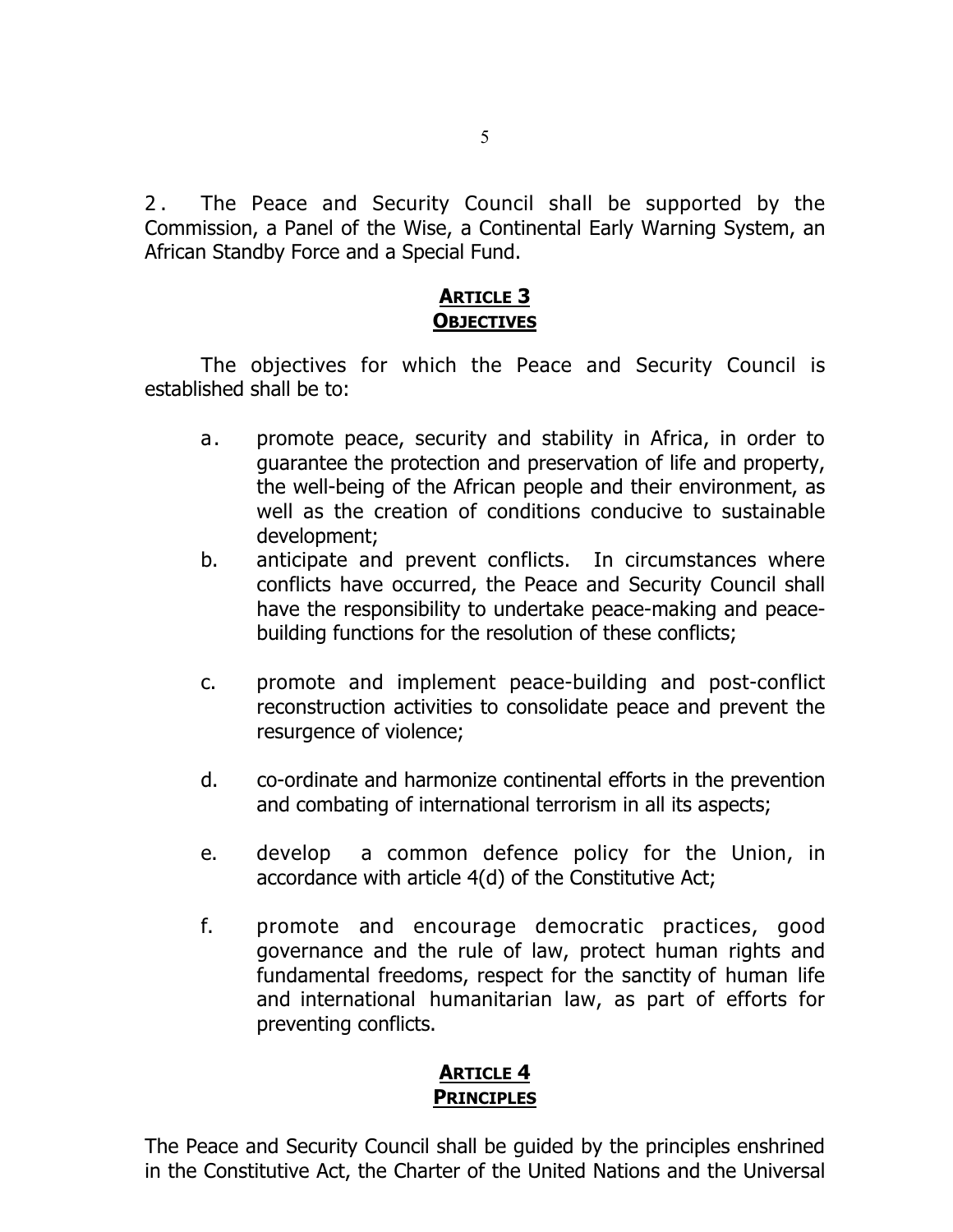2. The Peace and Security Council shall be supported by the Commission, a Panel of the Wise, a Continental Early Warning System, an African Standby Force and a Special Fund.

## **ARTICLE 3**
## **OBJECTIVES**

The objectives for which the Peace and Security Council is established shall be to:

a. promote peace, security and stability in Africa, in order to guarantee the protection and preservation of life and property, the well-being of the African people and their environment, as well as the creation of conditions conducive to sustainable development;

b. anticipate and prevent conflicts. In circumstances where conflicts have occurred, the Peace and Security Council shall have the responsibility to undertake peace-making and peace-building functions for the resolution of these conflicts;

c. promote and implement peace-building and post-conflict reconstruction activities to consolidate peace and prevent the resurgence of violence;

d. co-ordinate and harmonize continental efforts in the prevention and combating of international terrorism in all its aspects;

e. develop a common defence policy for the Union, in accordance with article 4(d) of the Constitutive Act;

f. promote and encourage democratic practices, good governance and the rule of law, protect human rights and fundamental freedoms, respect for the sanctity of human life and international humanitarian law, as part of efforts for preventing conflicts.

## **ARTICLE 4**
## **PRINCIPLES**

The Peace and Security Council shall be guided by the principles enshrined in the Constitutive Act, the Charter of the United Nations and the Universal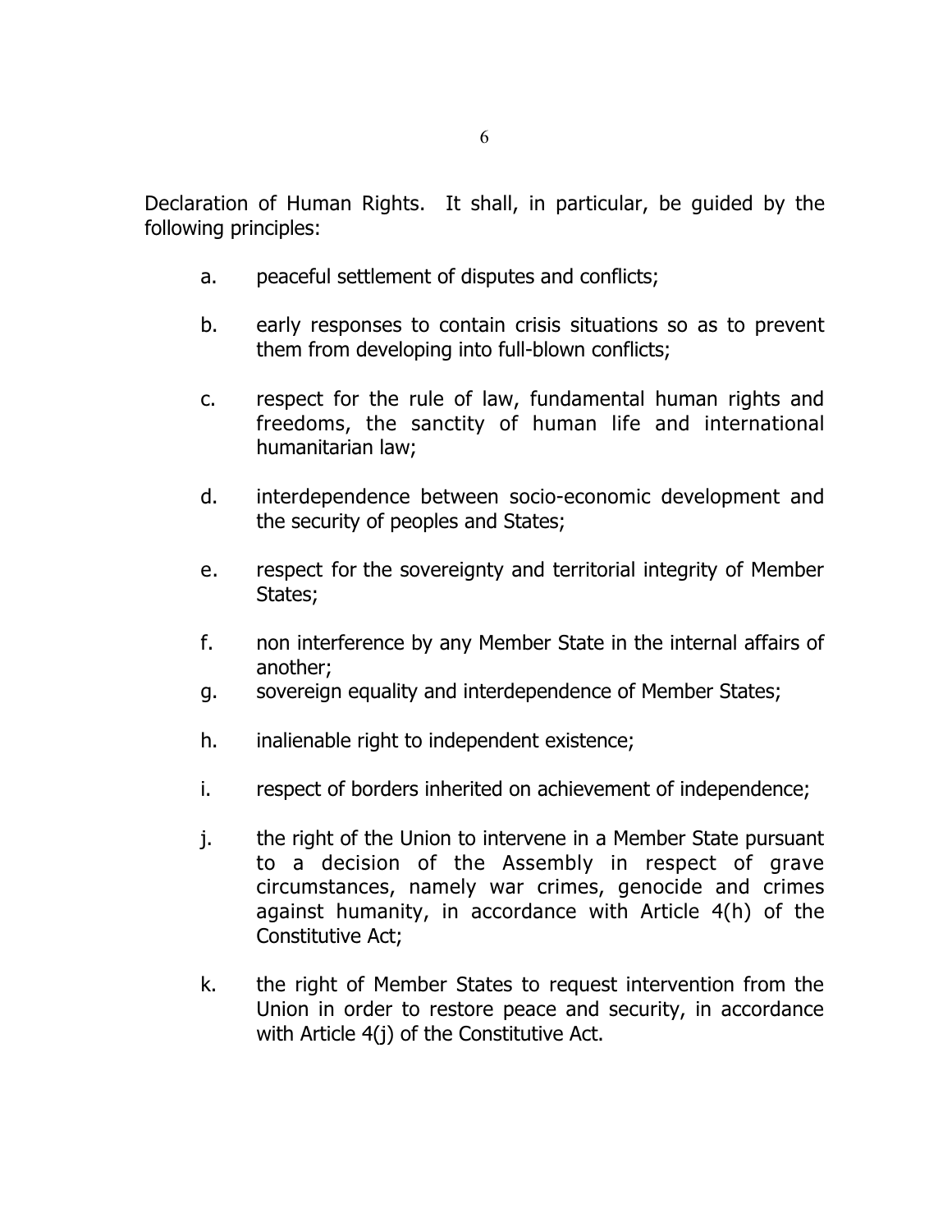Declaration of Human Rights. It shall, in particular, be guided by the following principles:

a. peaceful settlement of disputes and conflicts;

b. early responses to contain crisis situations so as to prevent them from developing into full-blown conflicts;

c. respect for the rule of law, fundamental human rights and freedoms, the sanctity of human life and international humanitarian law;

d. interdependence between socio-economic development and the security of peoples and States;

e. respect for the sovereignty and territorial integrity of Member States;

f. non interference by any Member State in the internal affairs of another;

g. sovereign equality and interdependence of Member States;

h. inalienable right to independent existence;

i. respect of borders inherited on achievement of independence;

j. the right of the Union to intervene in a Member State pursuant to a decision of the Assembly in respect of grave circumstances, namely war crimes, genocide and crimes against humanity, in accordance with Article 4(h) of the Constitutive Act;

k. the right of Member States to request intervention from the Union in order to restore peace and security, in accordance with Article 4(j) of the Constitutive Act.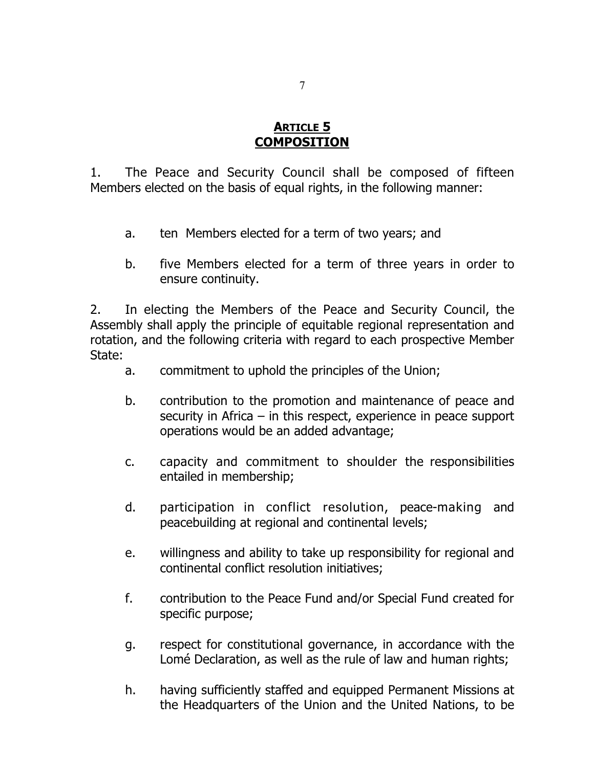## ARTICLE 5
## COMPOSITION

1. The Peace and Security Council shall be composed of fifteen Members elected on the basis of equal rights, in the following manner:

   a. ten Members elected for a term of two years; and

   b. five Members elected for a term of three years in order to ensure continuity.

2. In electing the Members of the Peace and Security Council, the Assembly shall apply the principle of equitable regional representation and rotation, and the following criteria with regard to each prospective Member State:

   a. commitment to uphold the principles of the Union;

   b. contribution to the promotion and maintenance of peace and security in Africa – in this respect, experience in peace support operations would be an added advantage;

   c. capacity and commitment to shoulder the responsibilities entailed in membership;

   d. participation in conflict resolution, peace-making and peacebuilding at regional and continental levels;

   e. willingness and ability to take up responsibility for regional and continental conflict resolution initiatives;

   f. contribution to the Peace Fund and/or Special Fund created for specific purpose;

   g. respect for constitutional governance, in accordance with the Lomé Declaration, as well as the rule of law and human rights;

   h. having sufficiently staffed and equipped Permanent Missions at the Headquarters of the Union and the United Nations, to be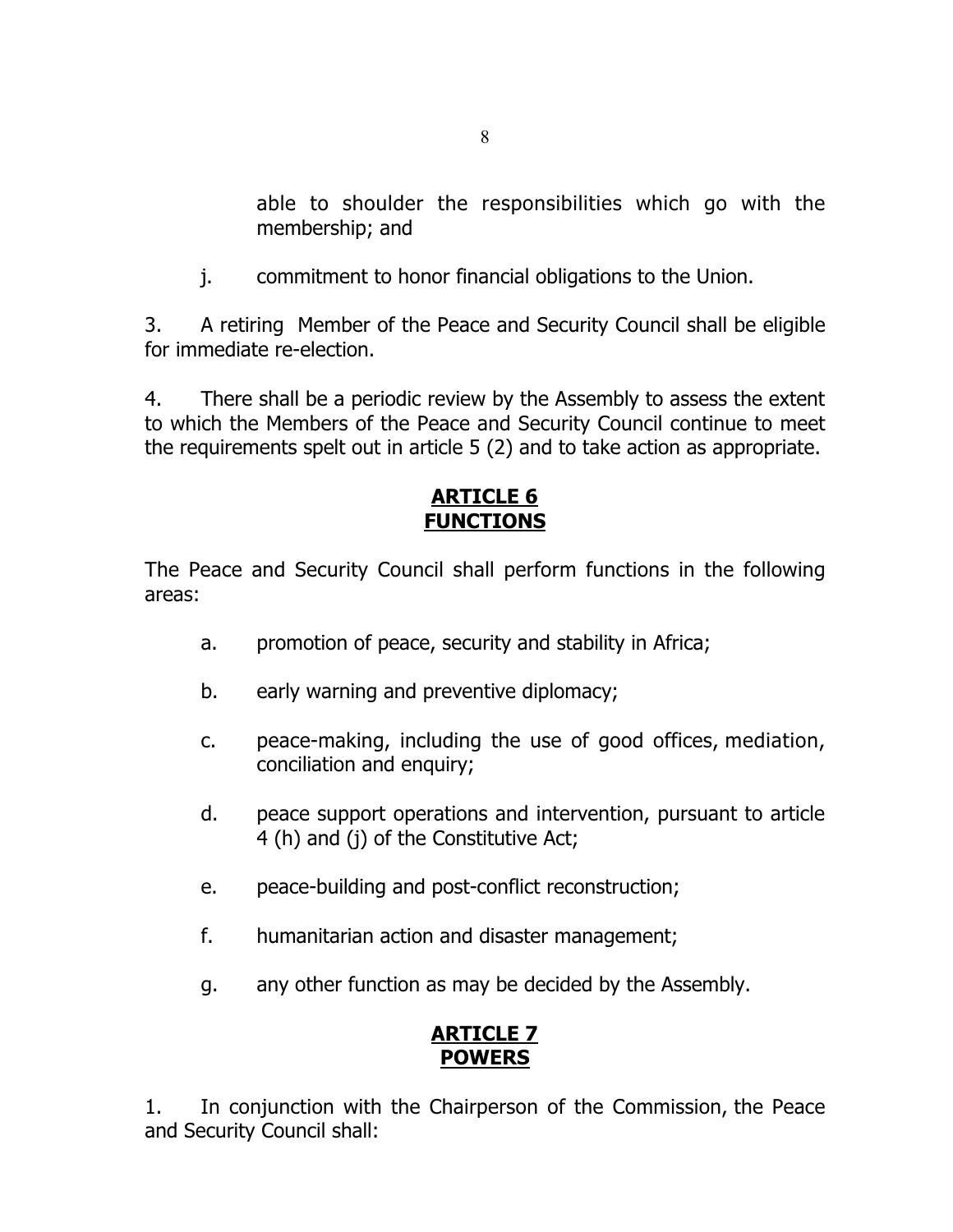able to shoulder the responsibilities which go with the membership; and

j. commitment to honor financial obligations to the Union.

3. A retiring Member of the Peace and Security Council shall be eligible for immediate re-election.

4. There shall be a periodic review by the Assembly to assess the extent to which the Members of the Peace and Security Council continue to meet the requirements spelt out in article 5 (2) and to take action as appropriate.

## ARTICLE 6
## FUNCTIONS

The Peace and Security Council shall perform functions in the following areas:

a. promotion of peace, security and stability in Africa;

b. early warning and preventive diplomacy;

c. peace-making, including the use of good offices, mediation, conciliation and enquiry;

d. peace support operations and intervention, pursuant to article 4 (h) and (j) of the Constitutive Act;

e. peace-building and post-conflict reconstruction;

f. humanitarian action and disaster management;

g. any other function as may be decided by the Assembly.

## ARTICLE 7
## POWERS

1. In conjunction with the Chairperson of the Commission, the Peace and Security Council shall: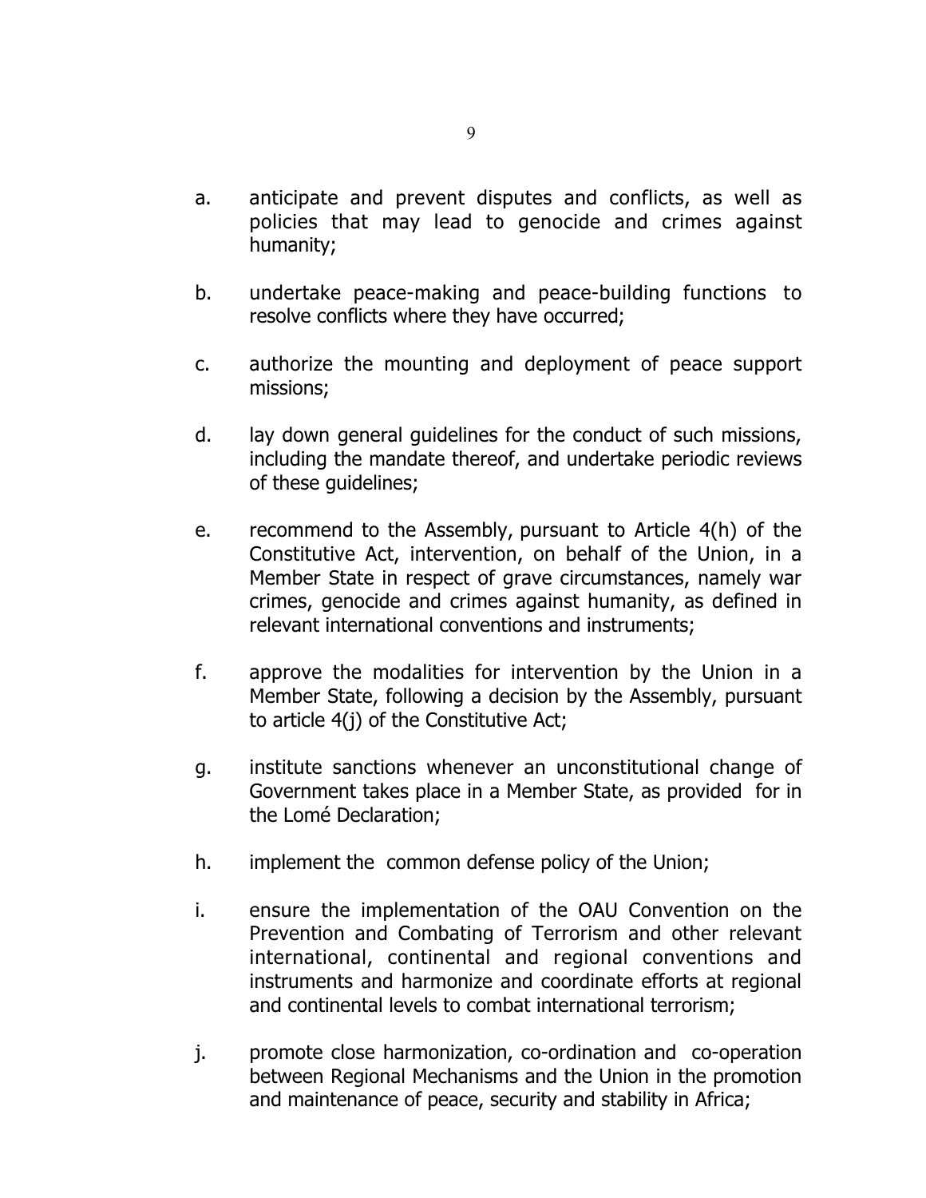a. anticipate and prevent disputes and conflicts, as well as policies that may lead to genocide and crimes against humanity;

b. undertake peace-making and peace-building functions to resolve conflicts where they have occurred;

c. authorize the mounting and deployment of peace support missions;

d. lay down general guidelines for the conduct of such missions, including the mandate thereof, and undertake periodic reviews of these guidelines;

e. recommend to the Assembly, pursuant to Article 4(h) of the Constitutive Act, intervention, on behalf of the Union, in a Member State in respect of grave circumstances, namely war crimes, genocide and crimes against humanity, as defined in relevant international conventions and instruments;

f. approve the modalities for intervention by the Union in a Member State, following a decision by the Assembly, pursuant to article 4(j) of the Constitutive Act;

g. institute sanctions whenever an unconstitutional change of Government takes place in a Member State, as provided for in the Lomé Declaration;

h. implement the common defense policy of the Union;

i. ensure the implementation of the OAU Convention on the Prevention and Combating of Terrorism and other relevant international, continental and regional conventions and instruments and harmonize and coordinate efforts at regional and continental levels to combat international terrorism;

j. promote close harmonization, co-ordination and co-operation between Regional Mechanisms and the Union in the promotion and maintenance of peace, security and stability in Africa;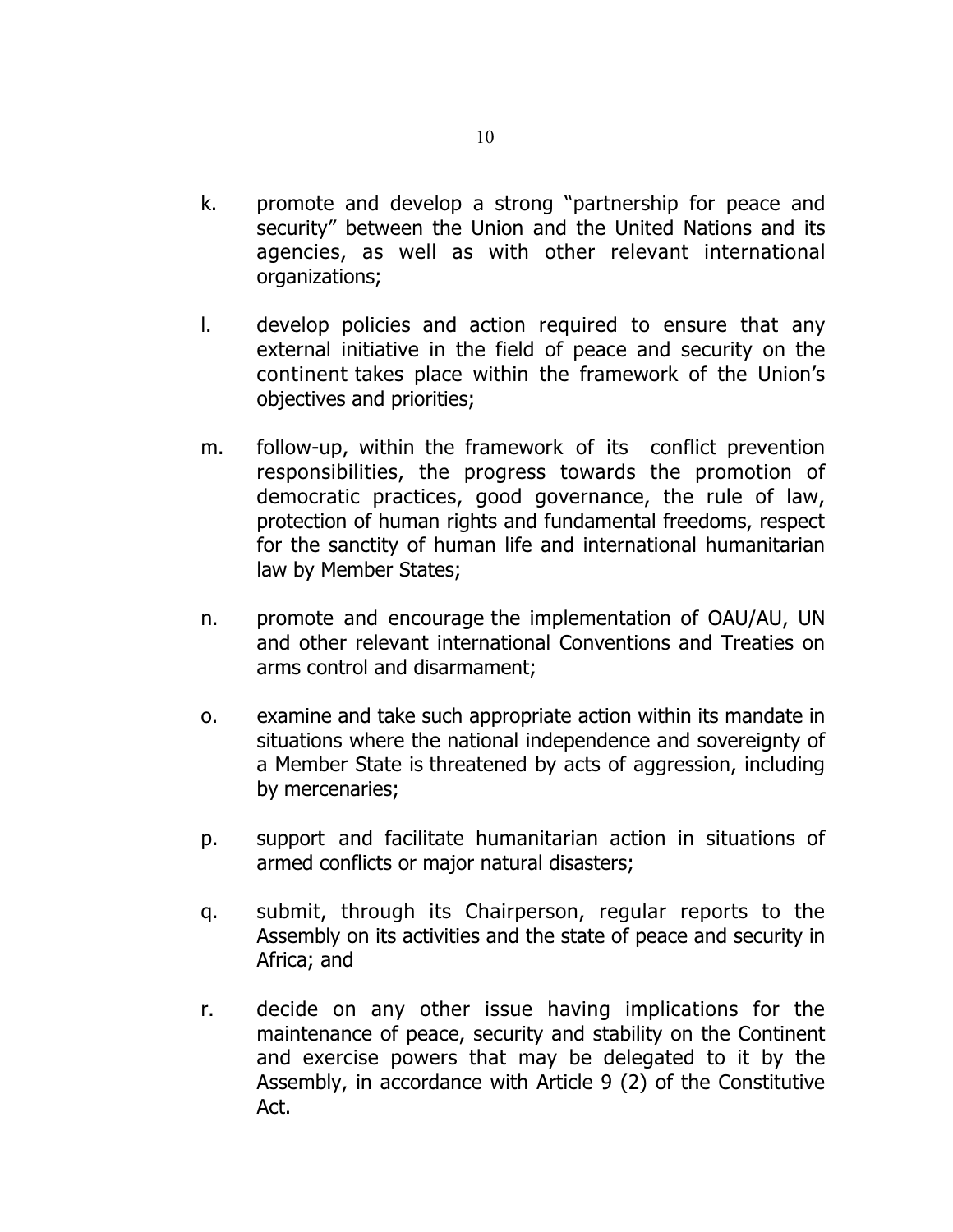k. promote and develop a strong "partnership for peace and security" between the Union and the United Nations and its agencies, as well as with other relevant international organizations;

l. develop policies and action required to ensure that any external initiative in the field of peace and security on the continent takes place within the framework of the Union's objectives and priorities;

m. follow-up, within the framework of its conflict prevention responsibilities, the progress towards the promotion of democratic practices, good governance, the rule of law, protection of human rights and fundamental freedoms, respect for the sanctity of human life and international humanitarian law by Member States;

n. promote and encourage the implementation of OAU/AU, UN and other relevant international Conventions and Treaties on arms control and disarmament;

o. examine and take such appropriate action within its mandate in situations where the national independence and sovereignty of a Member State is threatened by acts of aggression, including by mercenaries;

p. support and facilitate humanitarian action in situations of armed conflicts or major natural disasters;

q. submit, through its Chairperson, regular reports to the Assembly on its activities and the state of peace and security in Africa; and

r. decide on any other issue having implications for the maintenance of peace, security and stability on the Continent and exercise powers that may be delegated to it by the Assembly, in accordance with Article 9 (2) of the Constitutive Act.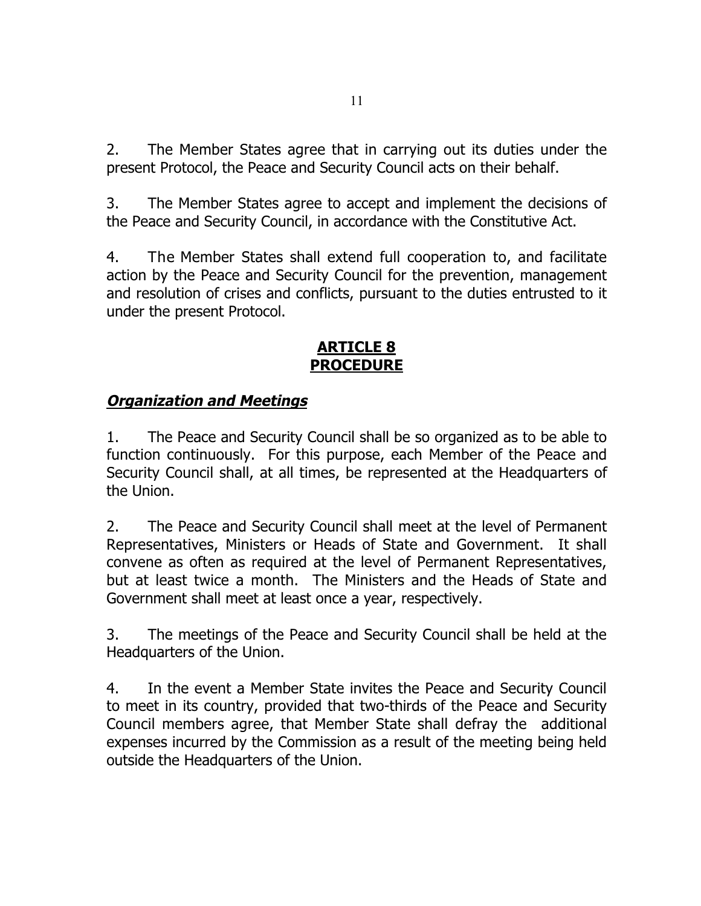2. The Member States agree that in carrying out its duties under the present Protocol, the Peace and Security Council acts on their behalf.

3. The Member States agree to accept and implement the decisions of the Peace and Security Council, in accordance with the Constitutive Act.

4. The Member States shall extend full cooperation to, and facilitate action by the Peace and Security Council for the prevention, management and resolution of crises and conflicts, pursuant to the duties entrusted to it under the present Protocol.

## ARTICLE 8
## PROCEDURE

### *Organization and Meetings*

1. The Peace and Security Council shall be so organized as to be able to function continuously. For this purpose, each Member of the Peace and Security Council shall, at all times, be represented at the Headquarters of the Union.

2. The Peace and Security Council shall meet at the level of Permanent Representatives, Ministers or Heads of State and Government. It shall convene as often as required at the level of Permanent Representatives, but at least twice a month. The Ministers and the Heads of State and Government shall meet at least once a year, respectively.

3. The meetings of the Peace and Security Council shall be held at the Headquarters of the Union.

4. In the event a Member State invites the Peace and Security Council to meet in its country, provided that two-thirds of the Peace and Security Council members agree, that Member State shall defray the additional expenses incurred by the Commission as a result of the meeting being held outside the Headquarters of the Union.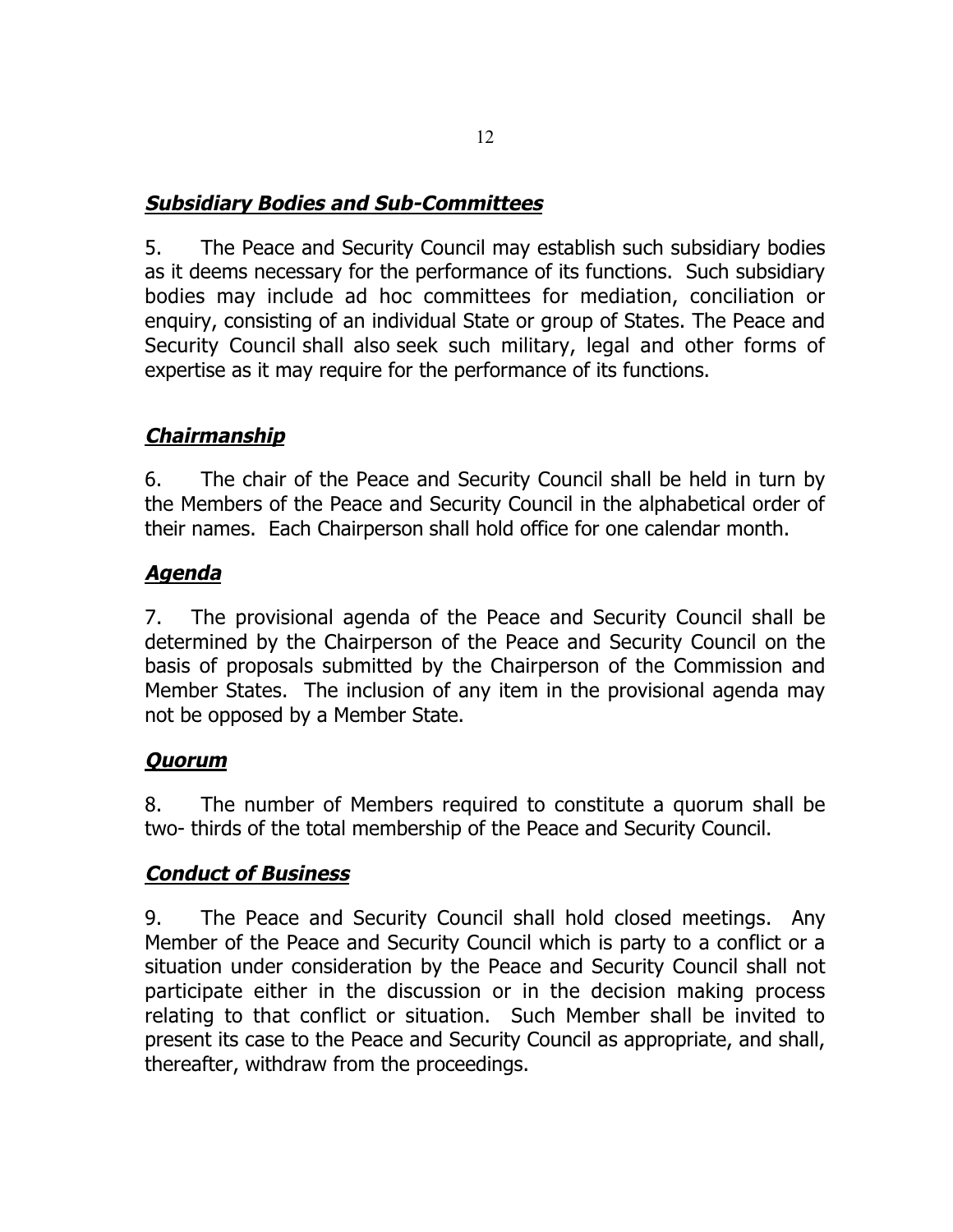***Subsidiary Bodies and Sub-Committees***

5. The Peace and Security Council may establish such subsidiary bodies as it deems necessary for the performance of its functions. Such subsidiary bodies may include ad hoc committees for mediation, conciliation or enquiry, consisting of an individual State or group of States. The Peace and Security Council shall also seek such military, legal and other forms of expertise as it may require for the performance of its functions.

***Chairmanship***

6. The chair of the Peace and Security Council shall be held in turn by the Members of the Peace and Security Council in the alphabetical order of their names. Each Chairperson shall hold office for one calendar month.

***Agenda***

7. The provisional agenda of the Peace and Security Council shall be determined by the Chairperson of the Peace and Security Council on the basis of proposals submitted by the Chairperson of the Commission and Member States. The inclusion of any item in the provisional agenda may not be opposed by a Member State.

***Quorum***

8. The number of Members required to constitute a quorum shall be two- thirds of the total membership of the Peace and Security Council.

***Conduct of Business***

9. The Peace and Security Council shall hold closed meetings. Any Member of the Peace and Security Council which is party to a conflict or a situation under consideration by the Peace and Security Council shall not participate either in the discussion or in the decision making process relating to that conflict or situation. Such Member shall be invited to present its case to the Peace and Security Council as appropriate, and shall, thereafter, withdraw from the proceedings.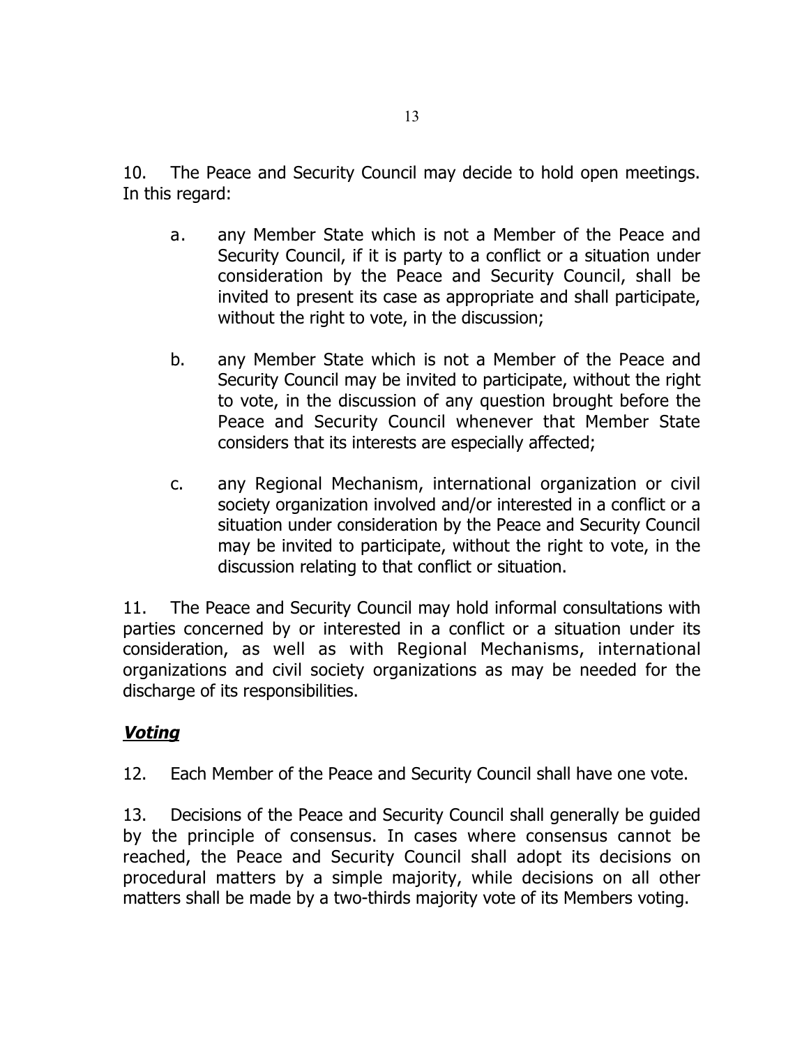10. The Peace and Security Council may decide to hold open meetings. In this regard:

a. any Member State which is not a Member of the Peace and Security Council, if it is party to a conflict or a situation under consideration by the Peace and Security Council, shall be invited to present its case as appropriate and shall participate, without the right to vote, in the discussion;

b. any Member State which is not a Member of the Peace and Security Council may be invited to participate, without the right to vote, in the discussion of any question brought before the Peace and Security Council whenever that Member State considers that its interests are especially affected;

c. any Regional Mechanism, international organization or civil society organization involved and/or interested in a conflict or a situation under consideration by the Peace and Security Council may be invited to participate, without the right to vote, in the discussion relating to that conflict or situation.

11. The Peace and Security Council may hold informal consultations with parties concerned by or interested in a conflict or a situation under its consideration, as well as with Regional Mechanisms, international organizations and civil society organizations as may be needed for the discharge of its responsibilities.

***Voting***

12. Each Member of the Peace and Security Council shall have one vote.

13. Decisions of the Peace and Security Council shall generally be guided by the principle of consensus. In cases where consensus cannot be reached, the Peace and Security Council shall adopt its decisions on procedural matters by a simple majority, while decisions on all other matters shall be made by a two-thirds majority vote of its Members voting.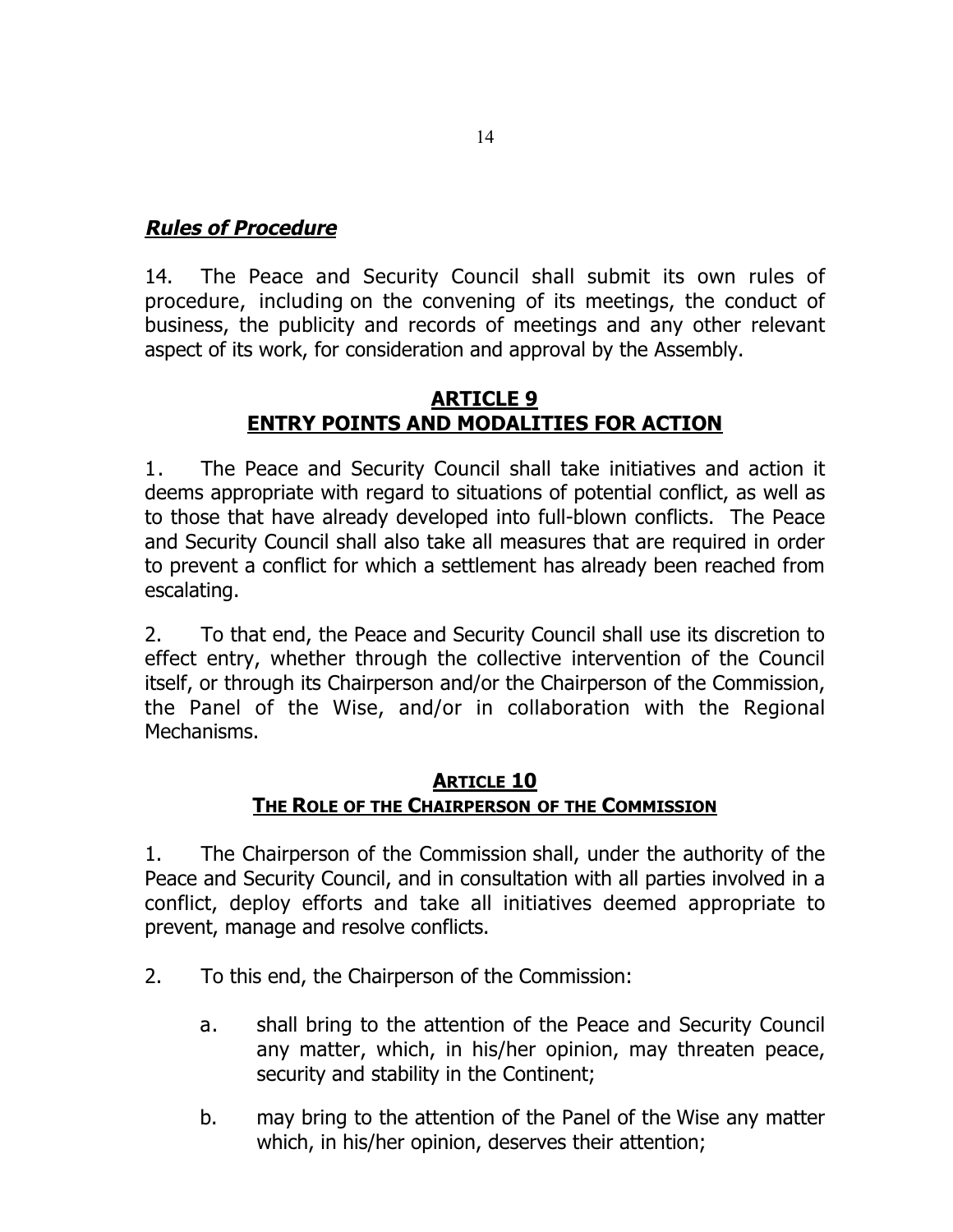***Rules of Procedure***

14. The Peace and Security Council shall submit its own rules of procedure, including on the convening of its meetings, the conduct of business, the publicity and records of meetings and any other relevant aspect of its work, for consideration and approval by the Assembly.

## ARTICLE 9
## ENTRY POINTS AND MODALITIES FOR ACTION

1. The Peace and Security Council shall take initiatives and action it deems appropriate with regard to situations of potential conflict, as well as to those that have already developed into full-blown conflicts. The Peace and Security Council shall also take all measures that are required in order to prevent a conflict for which a settlement has already been reached from escalating.

2. To that end, the Peace and Security Council shall use its discretion to effect entry, whether through the collective intervention of the Council itself, or through its Chairperson and/or the Chairperson of the Commission, the Panel of the Wise, and/or in collaboration with the Regional Mechanisms.

## ARTICLE 10
## THE ROLE OF THE CHAIRPERSON OF THE COMMISSION

1. The Chairperson of the Commission shall, under the authority of the Peace and Security Council, and in consultation with all parties involved in a conflict, deploy efforts and take all initiatives deemed appropriate to prevent, manage and resolve conflicts.

2. To this end, the Chairperson of the Commission:

   a. shall bring to the attention of the Peace and Security Council any matter, which, in his/her opinion, may threaten peace, security and stability in the Continent;

   b. may bring to the attention of the Panel of the Wise any matter which, in his/her opinion, deserves their attention;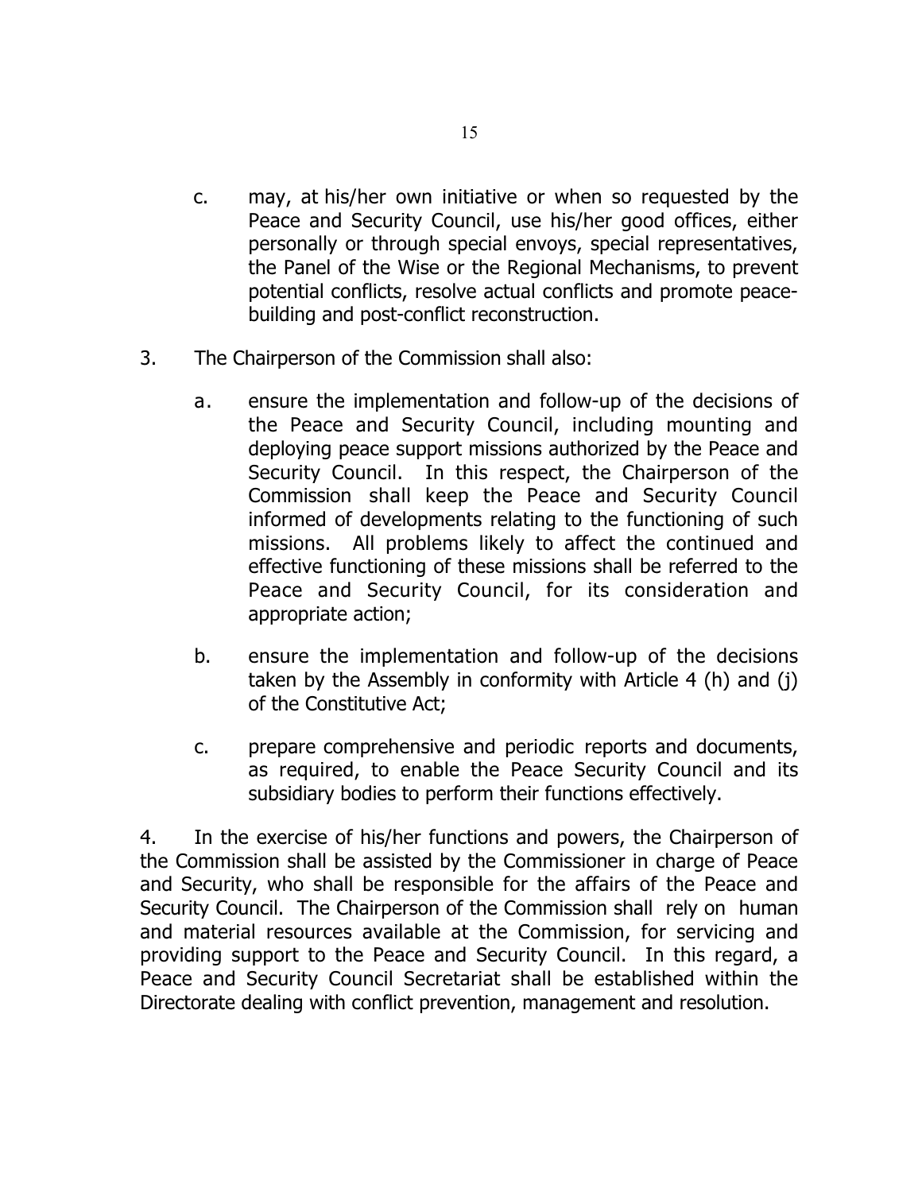c. may, at his/her own initiative or when so requested by the Peace and Security Council, use his/her good offices, either personally or through special envoys, special representatives, the Panel of the Wise or the Regional Mechanisms, to prevent potential conflicts, resolve actual conflicts and promote peace-building and post-conflict reconstruction.

3. The Chairperson of the Commission shall also:

    a. ensure the implementation and follow-up of the decisions of the Peace and Security Council, including mounting and deploying peace support missions authorized by the Peace and Security Council. In this respect, the Chairperson of the Commission shall keep the Peace and Security Council informed of developments relating to the functioning of such missions. All problems likely to affect the continued and effective functioning of these missions shall be referred to the Peace and Security Council, for its consideration and appropriate action;

    b. ensure the implementation and follow-up of the decisions taken by the Assembly in conformity with Article 4 (h) and (j) of the Constitutive Act;

    c. prepare comprehensive and periodic reports and documents, as required, to enable the Peace Security Council and its subsidiary bodies to perform their functions effectively.

4. In the exercise of his/her functions and powers, the Chairperson of the Commission shall be assisted by the Commissioner in charge of Peace and Security, who shall be responsible for the affairs of the Peace and Security Council. The Chairperson of the Commission shall rely on human and material resources available at the Commission, for servicing and providing support to the Peace and Security Council. In this regard, a Peace and Security Council Secretariat shall be established within the Directorate dealing with conflict prevention, management and resolution.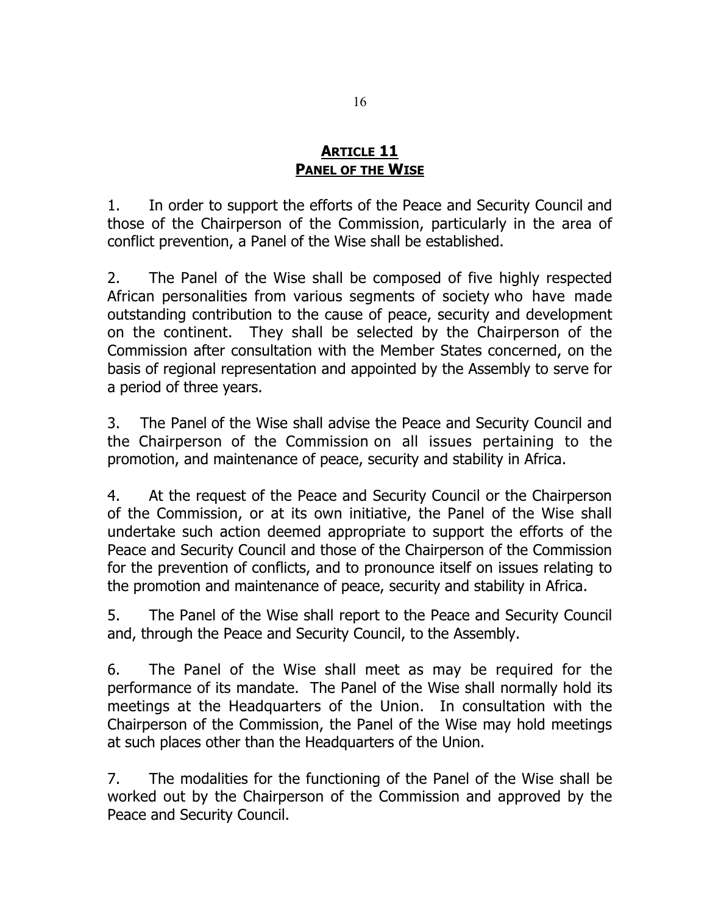## ARTICLE 11
## PANEL OF THE WISE

1. In order to support the efforts of the Peace and Security Council and those of the Chairperson of the Commission, particularly in the area of conflict prevention, a Panel of the Wise shall be established.

2. The Panel of the Wise shall be composed of five highly respected African personalities from various segments of society who have made outstanding contribution to the cause of peace, security and development on the continent. They shall be selected by the Chairperson of the Commission after consultation with the Member States concerned, on the basis of regional representation and appointed by the Assembly to serve for a period of three years.

3. The Panel of the Wise shall advise the Peace and Security Council and the Chairperson of the Commission on all issues pertaining to the promotion, and maintenance of peace, security and stability in Africa.

4. At the request of the Peace and Security Council or the Chairperson of the Commission, or at its own initiative, the Panel of the Wise shall undertake such action deemed appropriate to support the efforts of the Peace and Security Council and those of the Chairperson of the Commission for the prevention of conflicts, and to pronounce itself on issues relating to the promotion and maintenance of peace, security and stability in Africa.

5. The Panel of the Wise shall report to the Peace and Security Council and, through the Peace and Security Council, to the Assembly.

6. The Panel of the Wise shall meet as may be required for the performance of its mandate. The Panel of the Wise shall normally hold its meetings at the Headquarters of the Union. In consultation with the Chairperson of the Commission, the Panel of the Wise may hold meetings at such places other than the Headquarters of the Union.

7. The modalities for the functioning of the Panel of the Wise shall be worked out by the Chairperson of the Commission and approved by the Peace and Security Council.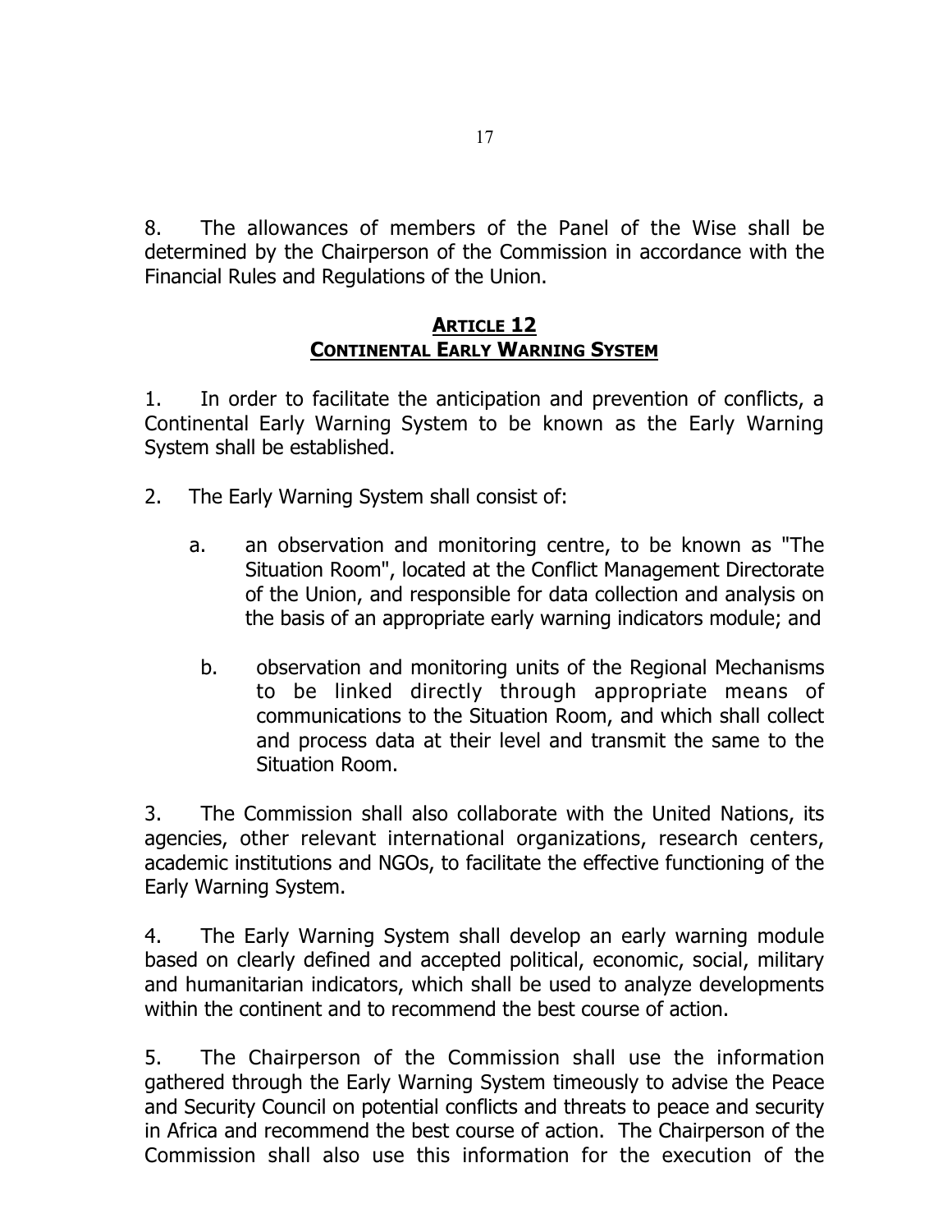8. The allowances of members of the Panel of the Wise shall be determined by the Chairperson of the Commission in accordance with the Financial Rules and Regulations of the Union.

## ARTICLE 12
## CONTINENTAL EARLY WARNING SYSTEM

1. In order to facilitate the anticipation and prevention of conflicts, a Continental Early Warning System to be known as the Early Warning System shall be established.

2. The Early Warning System shall consist of:

   a. an observation and monitoring centre, to be known as "The Situation Room", located at the Conflict Management Directorate of the Union, and responsible for data collection and analysis on the basis of an appropriate early warning indicators module; and

   b. observation and monitoring units of the Regional Mechanisms to be linked directly through appropriate means of communications to the Situation Room, and which shall collect and process data at their level and transmit the same to the Situation Room.

3. The Commission shall also collaborate with the United Nations, its agencies, other relevant international organizations, research centers, academic institutions and NGOs, to facilitate the effective functioning of the Early Warning System.

4. The Early Warning System shall develop an early warning module based on clearly defined and accepted political, economic, social, military and humanitarian indicators, which shall be used to analyze developments within the continent and to recommend the best course of action.

5. The Chairperson of the Commission shall use the information gathered through the Early Warning System timeously to advise the Peace and Security Council on potential conflicts and threats to peace and security in Africa and recommend the best course of action. The Chairperson of the Commission shall also use this information for the execution of the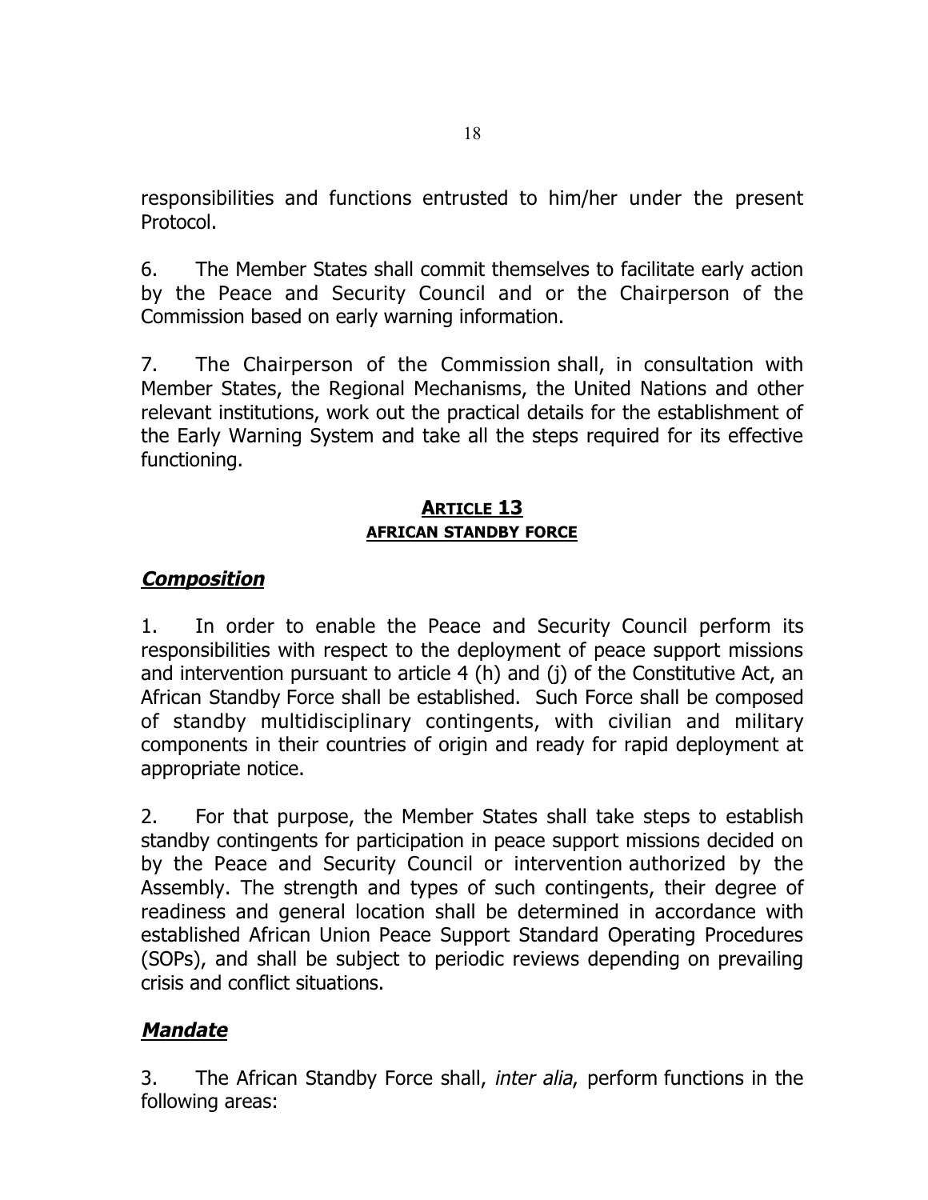responsibilities and functions entrusted to him/her under the present Protocol.

6. The Member States shall commit themselves to facilitate early action by the Peace and Security Council and or the Chairperson of the Commission based on early warning information.

7. The Chairperson of the Commission shall, in consultation with Member States, the Regional Mechanisms, the United Nations and other relevant institutions, work out the practical details for the establishment of the Early Warning System and take all the steps required for its effective functioning.

## ARTICLE 13
### AFRICAN STANDBY FORCE

### ***Composition***

1. In order to enable the Peace and Security Council perform its responsibilities with respect to the deployment of peace support missions and intervention pursuant to article 4 (h) and (j) of the Constitutive Act, an African Standby Force shall be established. Such Force shall be composed of standby multidisciplinary contingents, with civilian and military components in their countries of origin and ready for rapid deployment at appropriate notice.

2. For that purpose, the Member States shall take steps to establish standby contingents for participation in peace support missions decided on by the Peace and Security Council or intervention authorized by the Assembly. The strength and types of such contingents, their degree of readiness and general location shall be determined in accordance with established African Union Peace Support Standard Operating Procedures (SOPs), and shall be subject to periodic reviews depending on prevailing crisis and conflict situations.

### ***Mandate***

3. The African Standby Force shall, *inter alia*, perform functions in the following areas: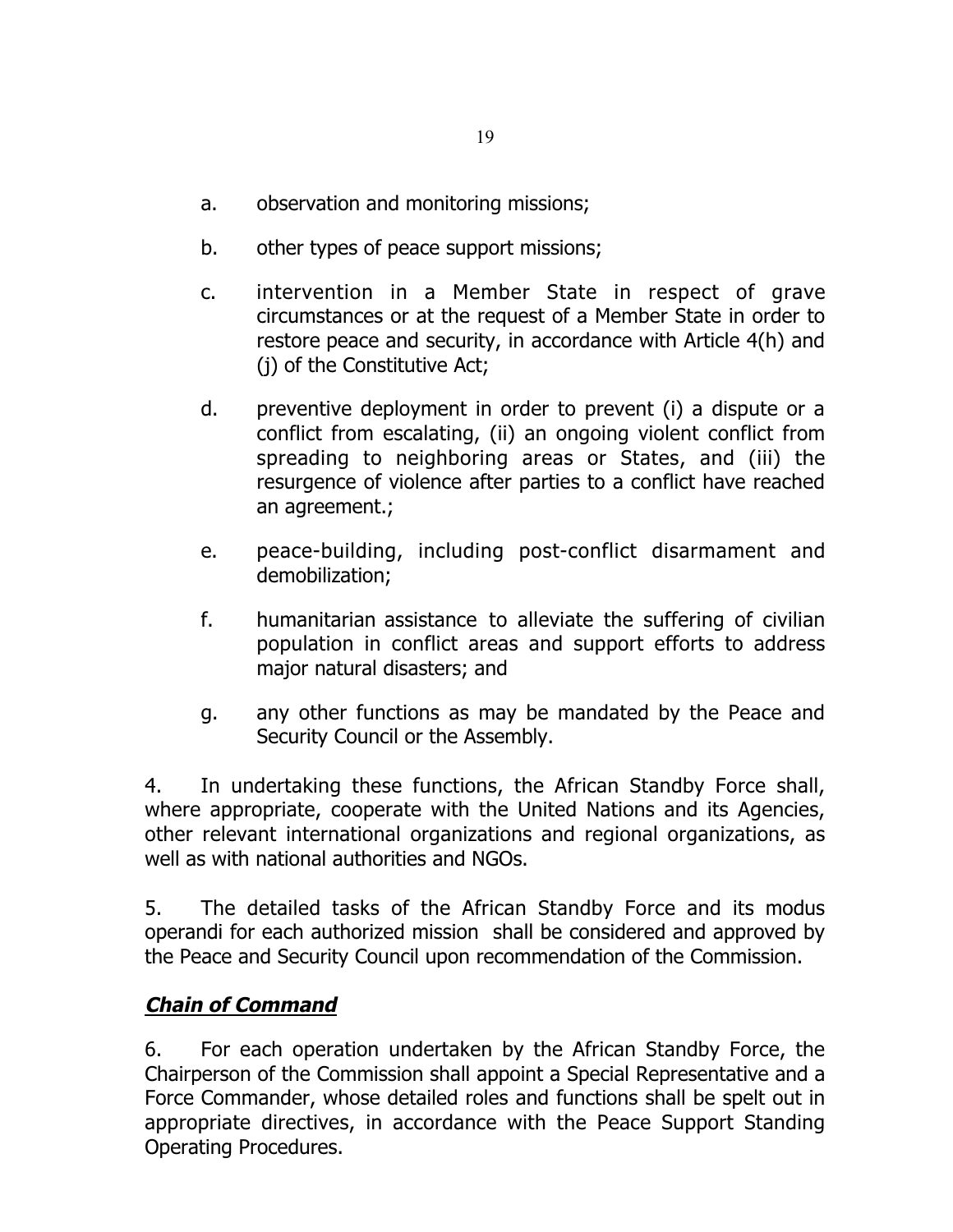a. observation and monitoring missions;

b. other types of peace support missions;

c. intervention in a Member State in respect of grave circumstances or at the request of a Member State in order to restore peace and security, in accordance with Article 4(h) and (j) of the Constitutive Act;

d. preventive deployment in order to prevent (i) a dispute or a conflict from escalating, (ii) an ongoing violent conflict from spreading to neighboring areas or States, and (iii) the resurgence of violence after parties to a conflict have reached an agreement.;

e. peace-building, including post-conflict disarmament and demobilization;

f. humanitarian assistance to alleviate the suffering of civilian population in conflict areas and support efforts to address major natural disasters; and

g. any other functions as may be mandated by the Peace and Security Council or the Assembly.

4. In undertaking these functions, the African Standby Force shall, where appropriate, cooperate with the United Nations and its Agencies, other relevant international organizations and regional organizations, as well as with national authorities and NGOs.

5. The detailed tasks of the African Standby Force and its modus operandi for each authorized mission shall be considered and approved by the Peace and Security Council upon recommendation of the Commission.

***Chain of Command***

6. For each operation undertaken by the African Standby Force, the Chairperson of the Commission shall appoint a Special Representative and a Force Commander, whose detailed roles and functions shall be spelt out in appropriate directives, in accordance with the Peace Support Standing Operating Procedures.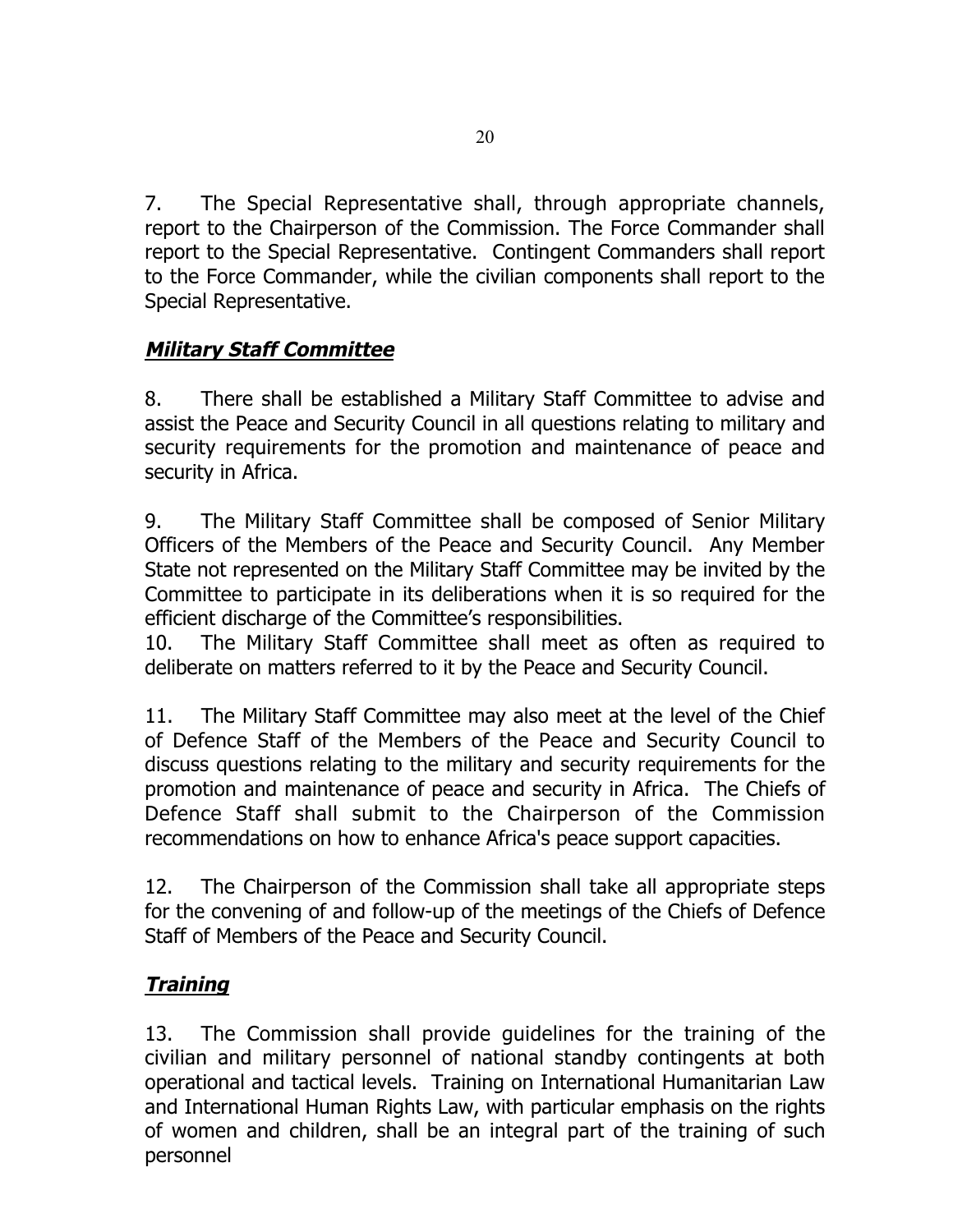7. The Special Representative shall, through appropriate channels, report to the Chairperson of the Commission. The Force Commander shall report to the Special Representative. Contingent Commanders shall report to the Force Commander, while the civilian components shall report to the Special Representative.

### ***Military Staff Committee***

8. There shall be established a Military Staff Committee to advise and assist the Peace and Security Council in all questions relating to military and security requirements for the promotion and maintenance of peace and security in Africa.

9. The Military Staff Committee shall be composed of Senior Military Officers of the Members of the Peace and Security Council. Any Member State not represented on the Military Staff Committee may be invited by the Committee to participate in its deliberations when it is so required for the efficient discharge of the Committee's responsibilities.

10. The Military Staff Committee shall meet as often as required to deliberate on matters referred to it by the Peace and Security Council.

11. The Military Staff Committee may also meet at the level of the Chief of Defence Staff of the Members of the Peace and Security Council to discuss questions relating to the military and security requirements for the promotion and maintenance of peace and security in Africa. The Chiefs of Defence Staff shall submit to the Chairperson of the Commission recommendations on how to enhance Africa's peace support capacities.

12. The Chairperson of the Commission shall take all appropriate steps for the convening of and follow-up of the meetings of the Chiefs of Defence Staff of Members of the Peace and Security Council.

### ***Training***

13. The Commission shall provide guidelines for the training of the civilian and military personnel of national standby contingents at both operational and tactical levels. Training on International Humanitarian Law and International Human Rights Law, with particular emphasis on the rights of women and children, shall be an integral part of the training of such personnel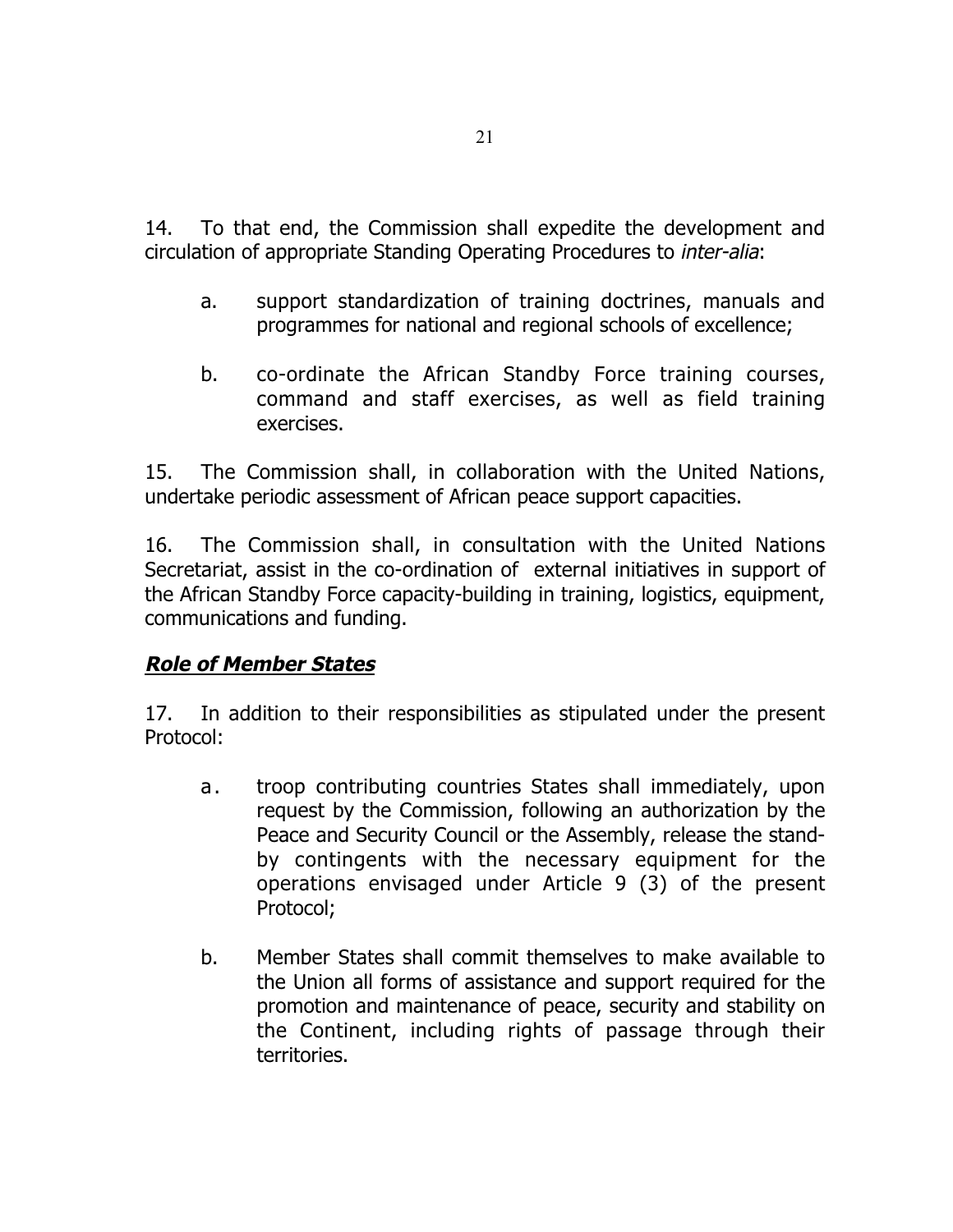14. To that end, the Commission shall expedite the development and circulation of appropriate Standing Operating Procedures to *inter-alia*:

  a. support standardization of training doctrines, manuals and programmes for national and regional schools of excellence;

  b. co-ordinate the African Standby Force training courses, command and staff exercises, as well as field training exercises.

15. The Commission shall, in collaboration with the United Nations, undertake periodic assessment of African peace support capacities.

16. The Commission shall, in consultation with the United Nations Secretariat, assist in the co-ordination of external initiatives in support of the African Standby Force capacity-building in training, logistics, equipment, communications and funding.

***Role of Member States***

17. In addition to their responsibilities as stipulated under the present Protocol:

  a. troop contributing countries States shall immediately, upon request by the Commission, following an authorization by the Peace and Security Council or the Assembly, release the stand-by contingents with the necessary equipment for the operations envisaged under Article 9 (3) of the present Protocol;

  b. Member States shall commit themselves to make available to the Union all forms of assistance and support required for the promotion and maintenance of peace, security and stability on the Continent, including rights of passage through their territories.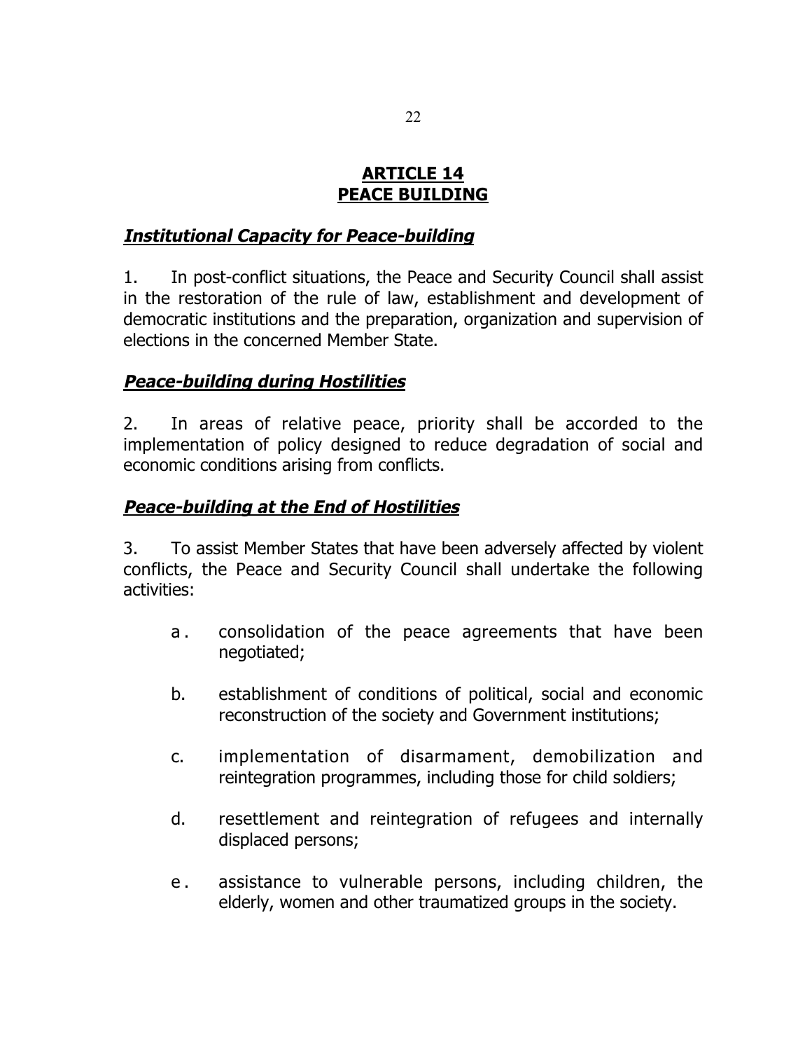## **ARTICLE 14**
## **PEACE BUILDING**

### ***Institutional Capacity for Peace-building***

1. In post-conflict situations, the Peace and Security Council shall assist in the restoration of the rule of law, establishment and development of democratic institutions and the preparation, organization and supervision of elections in the concerned Member State.

### ***Peace-building during Hostilities***

2. In areas of relative peace, priority shall be accorded to the implementation of policy designed to reduce degradation of social and economic conditions arising from conflicts.

### ***Peace-building at the End of Hostilities***

3. To assist Member States that have been adversely affected by violent conflicts, the Peace and Security Council shall undertake the following activities:

   a. consolidation of the peace agreements that have been negotiated;

   b. establishment of conditions of political, social and economic reconstruction of the society and Government institutions;

   c. implementation of disarmament, demobilization and reintegration programmes, including those for child soldiers;

   d. resettlement and reintegration of refugees and internally displaced persons;

   e. assistance to vulnerable persons, including children, the elderly, women and other traumatized groups in the society.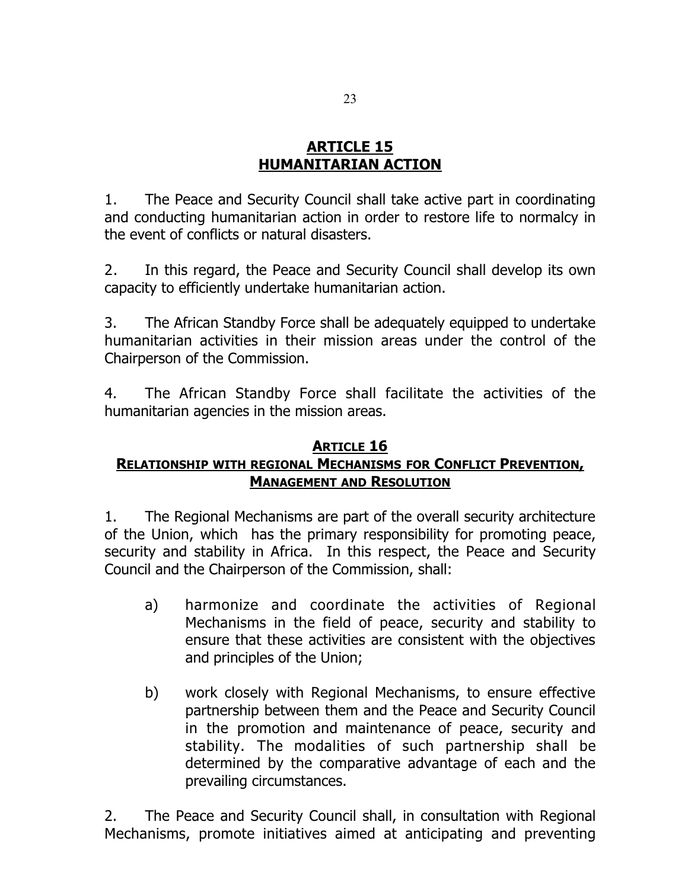## ARTICLE 15
## HUMANITARIAN ACTION

1. The Peace and Security Council shall take active part in coordinating and conducting humanitarian action in order to restore life to normalcy in the event of conflicts or natural disasters.

2. In this regard, the Peace and Security Council shall develop its own capacity to efficiently undertake humanitarian action.

3. The African Standby Force shall be adequately equipped to undertake humanitarian activities in their mission areas under the control of the Chairperson of the Commission.

4. The African Standby Force shall facilitate the activities of the humanitarian agencies in the mission areas.

## ARTICLE 16
## RELATIONSHIP WITH REGIONAL MECHANISMS FOR CONFLICT PREVENTION, MANAGEMENT AND RESOLUTION

1. The Regional Mechanisms are part of the overall security architecture of the Union, which has the primary responsibility for promoting peace, security and stability in Africa. In this respect, the Peace and Security Council and the Chairperson of the Commission, shall:

   a) harmonize and coordinate the activities of Regional Mechanisms in the field of peace, security and stability to ensure that these activities are consistent with the objectives and principles of the Union;

   b) work closely with Regional Mechanisms, to ensure effective partnership between them and the Peace and Security Council in the promotion and maintenance of peace, security and stability. The modalities of such partnership shall be determined by the comparative advantage of each and the prevailing circumstances.

2. The Peace and Security Council shall, in consultation with Regional Mechanisms, promote initiatives aimed at anticipating and preventing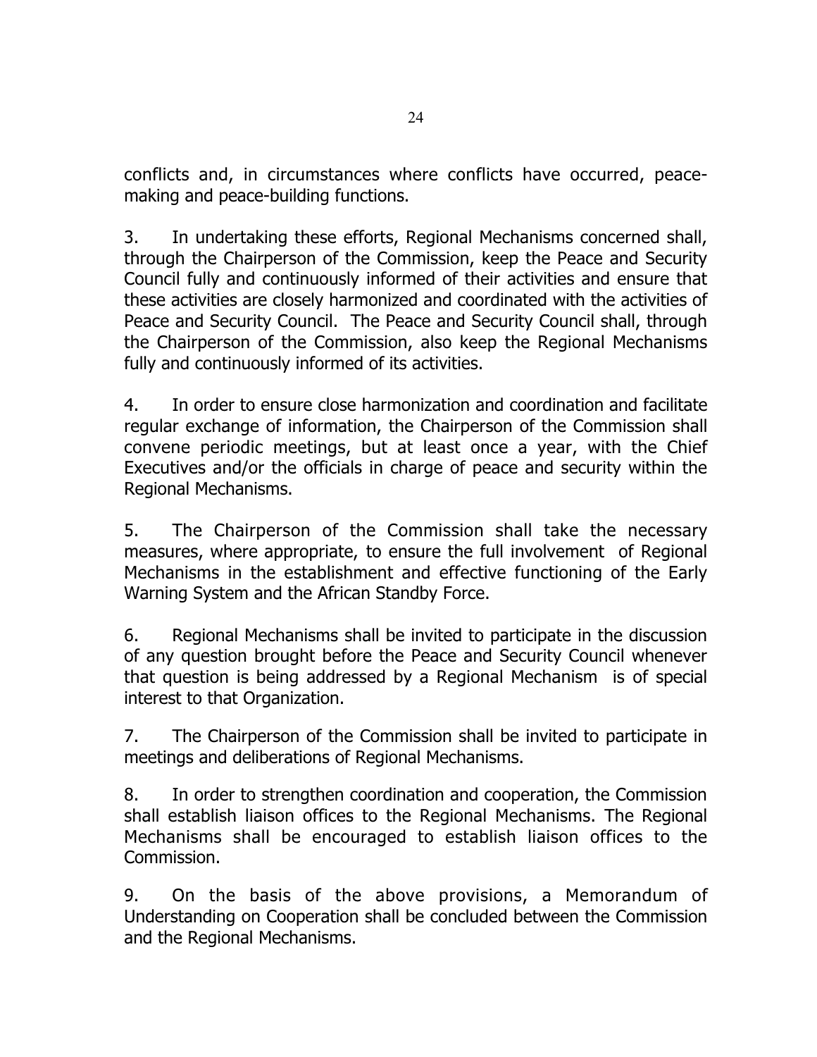conflicts and, in circumstances where conflicts have occurred, peace-making and peace-building functions.

3. In undertaking these efforts, Regional Mechanisms concerned shall, through the Chairperson of the Commission, keep the Peace and Security Council fully and continuously informed of their activities and ensure that these activities are closely harmonized and coordinated with the activities of Peace and Security Council. The Peace and Security Council shall, through the Chairperson of the Commission, also keep the Regional Mechanisms fully and continuously informed of its activities.

4. In order to ensure close harmonization and coordination and facilitate regular exchange of information, the Chairperson of the Commission shall convene periodic meetings, but at least once a year, with the Chief Executives and/or the officials in charge of peace and security within the Regional Mechanisms.

5. The Chairperson of the Commission shall take the necessary measures, where appropriate, to ensure the full involvement of Regional Mechanisms in the establishment and effective functioning of the Early Warning System and the African Standby Force.

6. Regional Mechanisms shall be invited to participate in the discussion of any question brought before the Peace and Security Council whenever that question is being addressed by a Regional Mechanism is of special interest to that Organization.

7. The Chairperson of the Commission shall be invited to participate in meetings and deliberations of Regional Mechanisms.

8. In order to strengthen coordination and cooperation, the Commission shall establish liaison offices to the Regional Mechanisms. The Regional Mechanisms shall be encouraged to establish liaison offices to the Commission.

9. On the basis of the above provisions, a Memorandum of Understanding on Cooperation shall be concluded between the Commission and the Regional Mechanisms.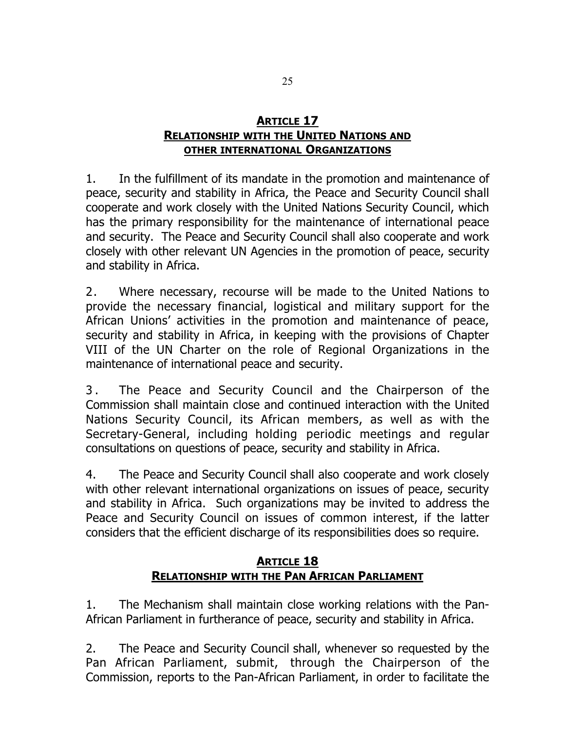## ARTICLE 17
## RELATIONSHIP WITH THE UNITED NATIONS AND OTHER INTERNATIONAL ORGANIZATIONS

1. In the fulfillment of its mandate in the promotion and maintenance of peace, security and stability in Africa, the Peace and Security Council shall cooperate and work closely with the United Nations Security Council, which has the primary responsibility for the maintenance of international peace and security. The Peace and Security Council shall also cooperate and work closely with other relevant UN Agencies in the promotion of peace, security and stability in Africa.

2. Where necessary, recourse will be made to the United Nations to provide the necessary financial, logistical and military support for the African Unions' activities in the promotion and maintenance of peace, security and stability in Africa, in keeping with the provisions of Chapter VIII of the UN Charter on the role of Regional Organizations in the maintenance of international peace and security.

3. The Peace and Security Council and the Chairperson of the Commission shall maintain close and continued interaction with the United Nations Security Council, its African members, as well as with the Secretary-General, including holding periodic meetings and regular consultations on questions of peace, security and stability in Africa.

4. The Peace and Security Council shall also cooperate and work closely with other relevant international organizations on issues of peace, security and stability in Africa. Such organizations may be invited to address the Peace and Security Council on issues of common interest, if the latter considers that the efficient discharge of its responsibilities does so require.

## ARTICLE 18
## RELATIONSHIP WITH THE PAN AFRICAN PARLIAMENT

1. The Mechanism shall maintain close working relations with the Pan-African Parliament in furtherance of peace, security and stability in Africa.

2. The Peace and Security Council shall, whenever so requested by the Pan African Parliament, submit, through the Chairperson of the Commission, reports to the Pan-African Parliament, in order to facilitate the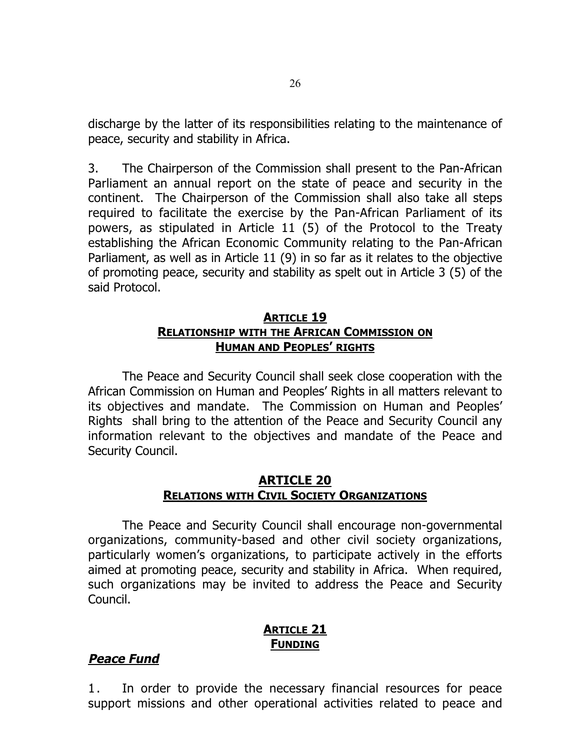discharge by the latter of its responsibilities relating to the maintenance of peace, security and stability in Africa.

3. The Chairperson of the Commission shall present to the Pan-African Parliament an annual report on the state of peace and security in the continent. The Chairperson of the Commission shall also take all steps required to facilitate the exercise by the Pan-African Parliament of its powers, as stipulated in Article 11 (5) of the Protocol to the Treaty establishing the African Economic Community relating to the Pan-African Parliament, as well as in Article 11 (9) in so far as it relates to the objective of promoting peace, security and stability as spelt out in Article 3 (5) of the said Protocol.

## ARTICLE 19
## RELATIONSHIP WITH THE AFRICAN COMMISSION ON HUMAN AND PEOPLES' RIGHTS

The Peace and Security Council shall seek close cooperation with the African Commission on Human and Peoples' Rights in all matters relevant to its objectives and mandate. The Commission on Human and Peoples' Rights shall bring to the attention of the Peace and Security Council any information relevant to the objectives and mandate of the Peace and Security Council.

## ARTICLE 20
## RELATIONS WITH CIVIL SOCIETY ORGANIZATIONS

The Peace and Security Council shall encourage non-governmental organizations, community-based and other civil society organizations, particularly women's organizations, to participate actively in the efforts aimed at promoting peace, security and stability in Africa. When required, such organizations may be invited to address the Peace and Security Council.

## ARTICLE 21
## FUNDING

***Peace Fund***

1. In order to provide the necessary financial resources for peace support missions and other operational activities related to peace and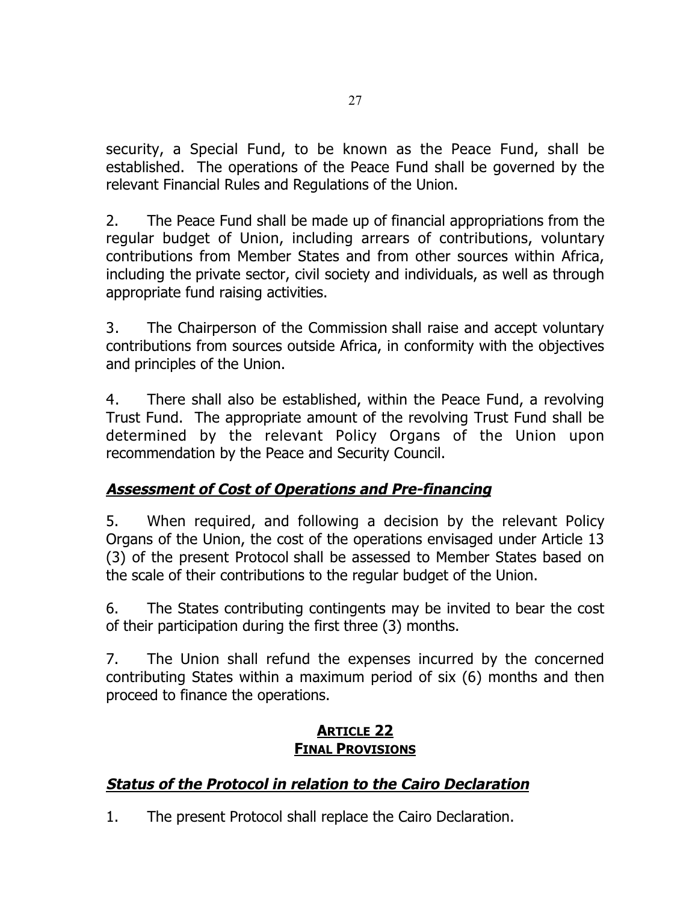security, a Special Fund, to be known as the Peace Fund, shall be established. The operations of the Peace Fund shall be governed by the relevant Financial Rules and Regulations of the Union.

2. The Peace Fund shall be made up of financial appropriations from the regular budget of Union, including arrears of contributions, voluntary contributions from Member States and from other sources within Africa, including the private sector, civil society and individuals, as well as through appropriate fund raising activities.

3. The Chairperson of the Commission shall raise and accept voluntary contributions from sources outside Africa, in conformity with the objectives and principles of the Union.

4. There shall also be established, within the Peace Fund, a revolving Trust Fund. The appropriate amount of the revolving Trust Fund shall be determined by the relevant Policy Organs of the Union upon recommendation by the Peace and Security Council.

***Assessment of Cost of Operations and Pre-financing***

5. When required, and following a decision by the relevant Policy Organs of the Union, the cost of the operations envisaged under Article 13 (3) of the present Protocol shall be assessed to Member States based on the scale of their contributions to the regular budget of the Union.

6. The States contributing contingents may be invited to bear the cost of their participation during the first three (3) months.

7. The Union shall refund the expenses incurred by the concerned contributing States within a maximum period of six (6) months and then proceed to finance the operations.

## ARTICLE 22
## FINAL PROVISIONS

***Status of the Protocol in relation to the Cairo Declaration***

1. The present Protocol shall replace the Cairo Declaration.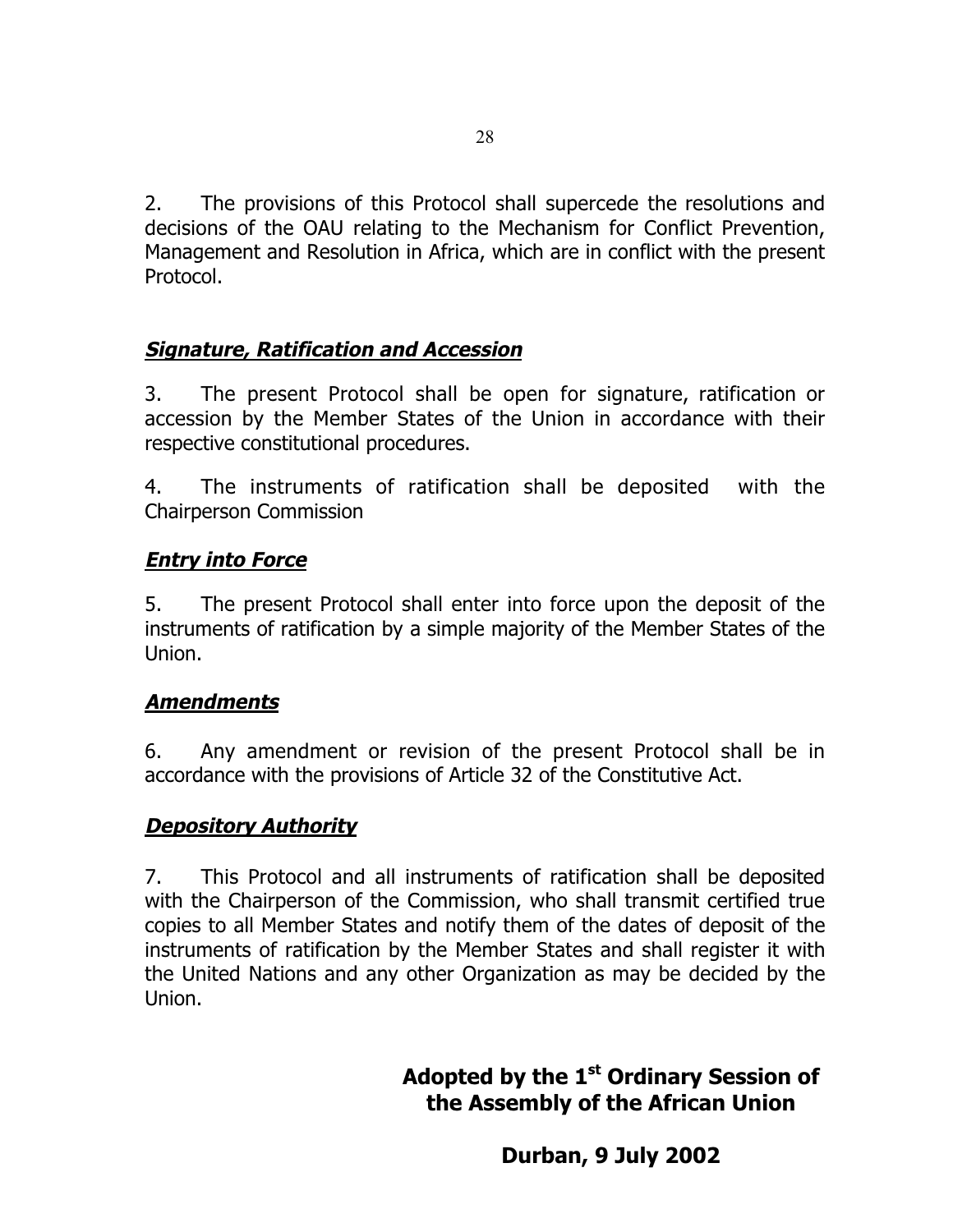2. The provisions of this Protocol shall supercede the resolutions and decisions of the OAU relating to the Mechanism for Conflict Prevention, Management and Resolution in Africa, which are in conflict with the present Protocol.

***Signature, Ratification and Accession***

3. The present Protocol shall be open for signature, ratification or accession by the Member States of the Union in accordance with their respective constitutional procedures.

4. The instruments of ratification shall be deposited with the Chairperson Commission

***Entry into Force***

5. The present Protocol shall enter into force upon the deposit of the instruments of ratification by a simple majority of the Member States of the Union.

***Amendments***

6. Any amendment or revision of the present Protocol shall be in accordance with the provisions of Article 32 of the Constitutive Act.

***Depository Authority***

7. This Protocol and all instruments of ratification shall be deposited with the Chairperson of the Commission, who shall transmit certified true copies to all Member States and notify them of the dates of deposit of the instruments of ratification by the Member States and shall register it with the United Nations and any other Organization as may be decided by the Union.

**Adopted by the 1st Ordinary Session of the Assembly of the African Union**

**Durban, 9 July 2002**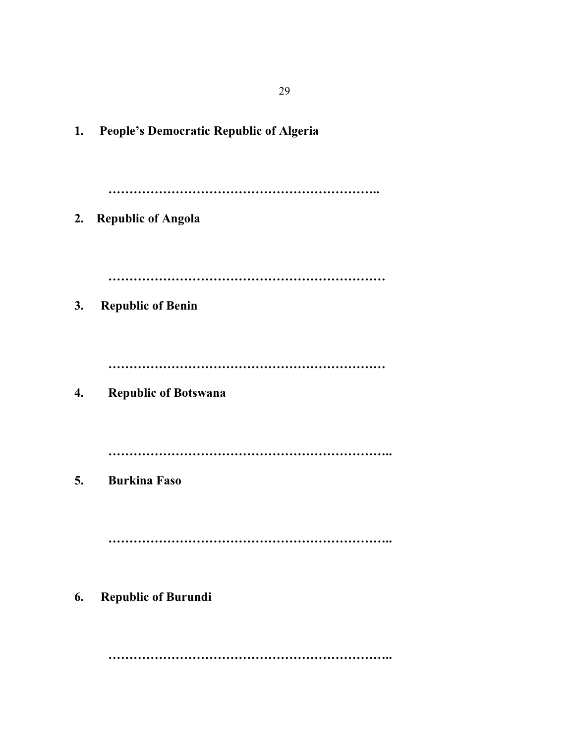1. **People's Democratic Republic of Algeria**

   **……………………………………………………..**

2. **Republic of Angola**

   **…………………………………………………………**

3. **Republic of Benin**

   **…………………………………………………………**

4. **Republic of Botswana**

   **…………………………………………………………..**

5. **Burkina Faso**

   **…………………………………………………………..**

6. **Republic of Burundi**

   **…………………………………………………………..**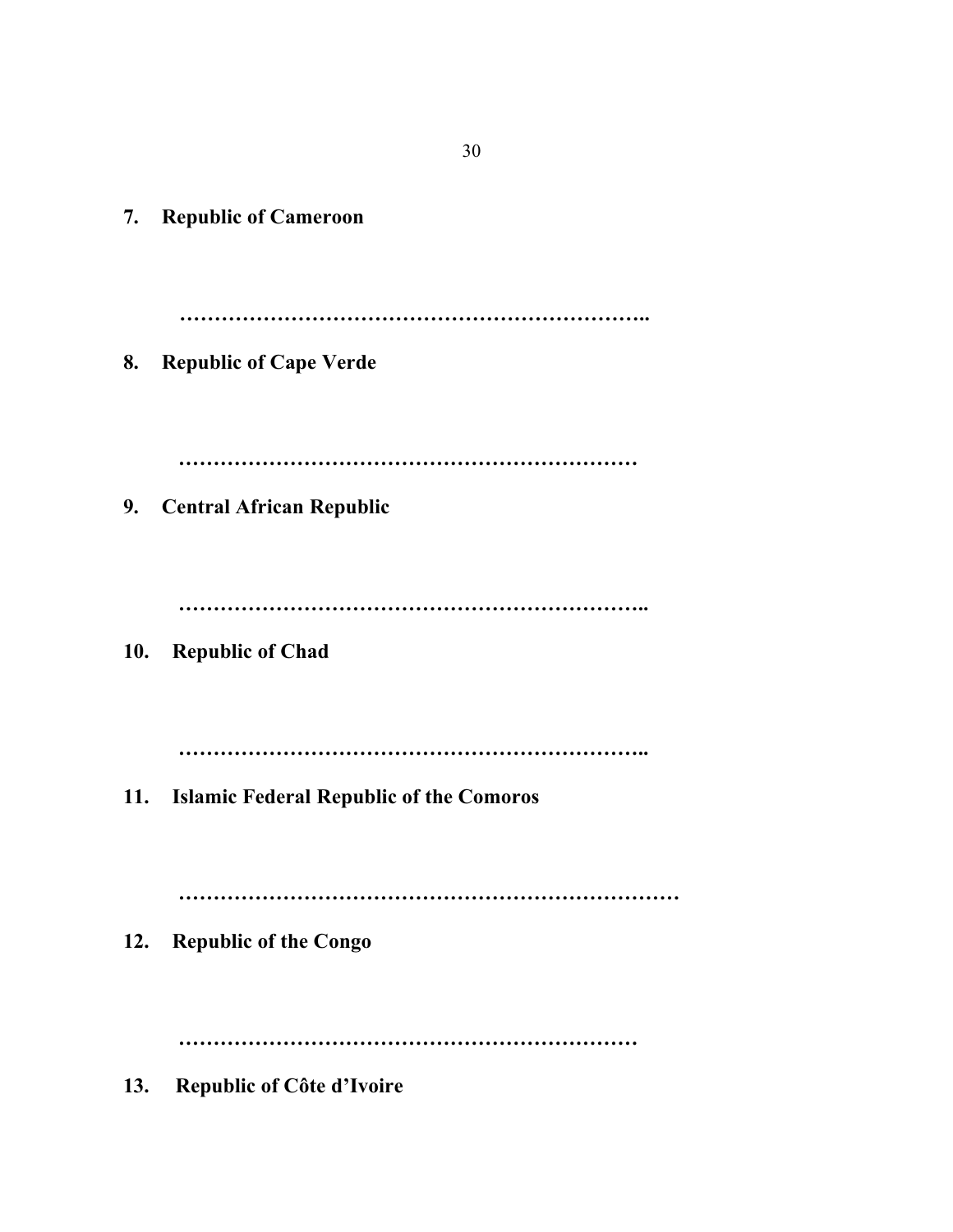**7. Republic of Cameroon**

**…………………………………………………………..**

**8. Republic of Cape Verde**

**…………………………………………………………**

**9. Central African Republic**

**…………………………………………………………..**

**10. Republic of Chad**

**…………………………………………………………..**

**11. Islamic Federal Republic of the Comoros**

**………………………………………………………………**

**12. Republic of the Congo**

**…………………………………………………………**

**13. Republic of Côte d'Ivoire**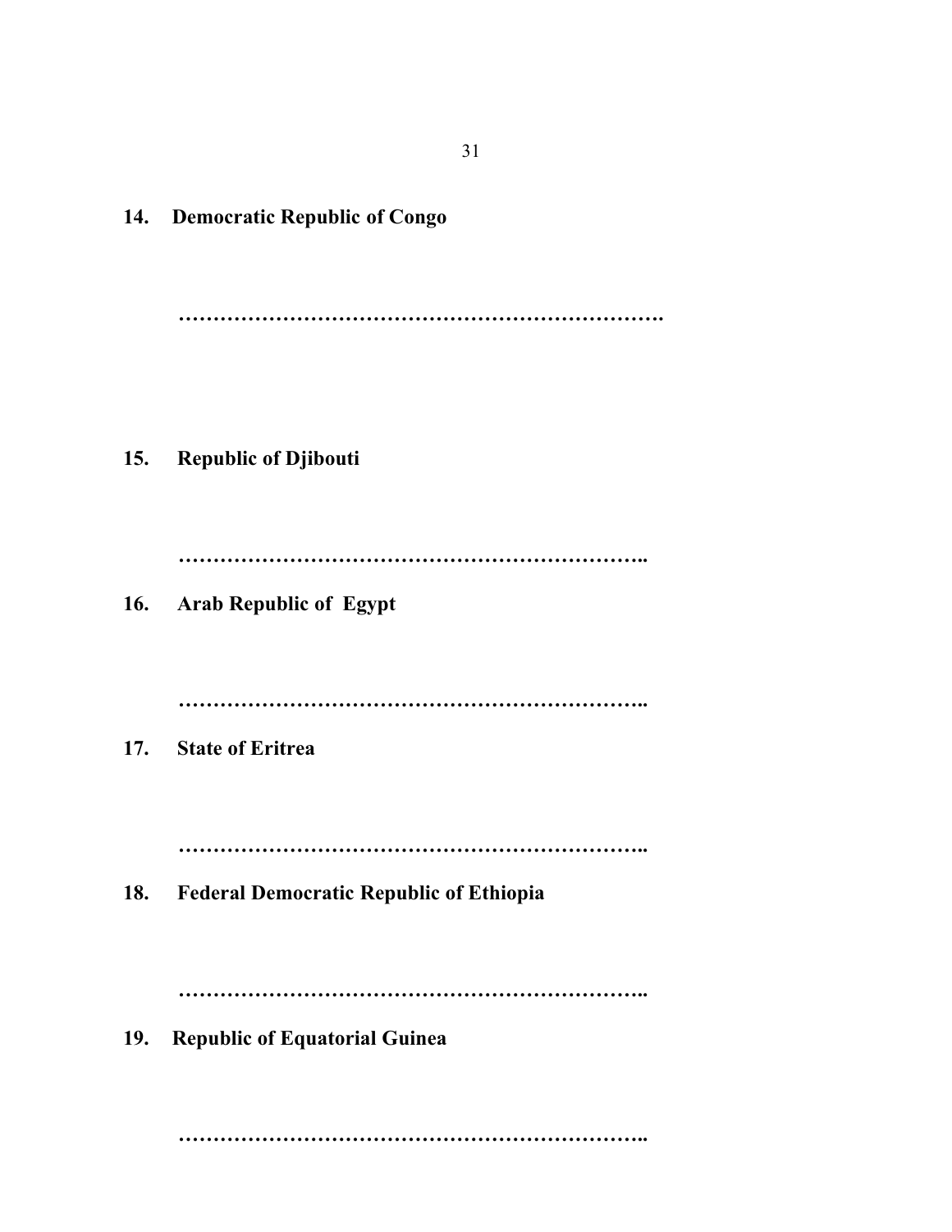**14. Democratic Republic of Congo**

…………………………………………………………….

**15. Republic of Djibouti**

……………………………………………………………..

**16. Arab Republic of Egypt**

……………………………………………………………..

**17. State of Eritrea**

……………………………………………………………..

**18. Federal Democratic Republic of Ethiopia**

……………………………………………………………..

**19. Republic of Equatorial Guinea**

……………………………………………………………..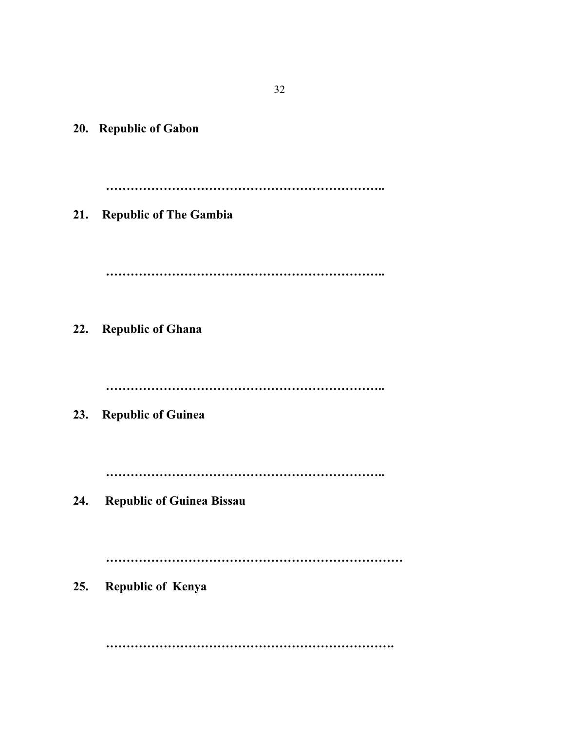**20. Republic of Gabon**

…………………………………………………………..

**21. Republic of The Gambia**

…………………………………………………………..

**22. Republic of Ghana**

…………………………………………………………..

**23. Republic of Guinea**

…………………………………………………………..

**24. Republic of Guinea Bissau**

………………………………………………………………

**25. Republic of Kenya**

…………………………………………………………….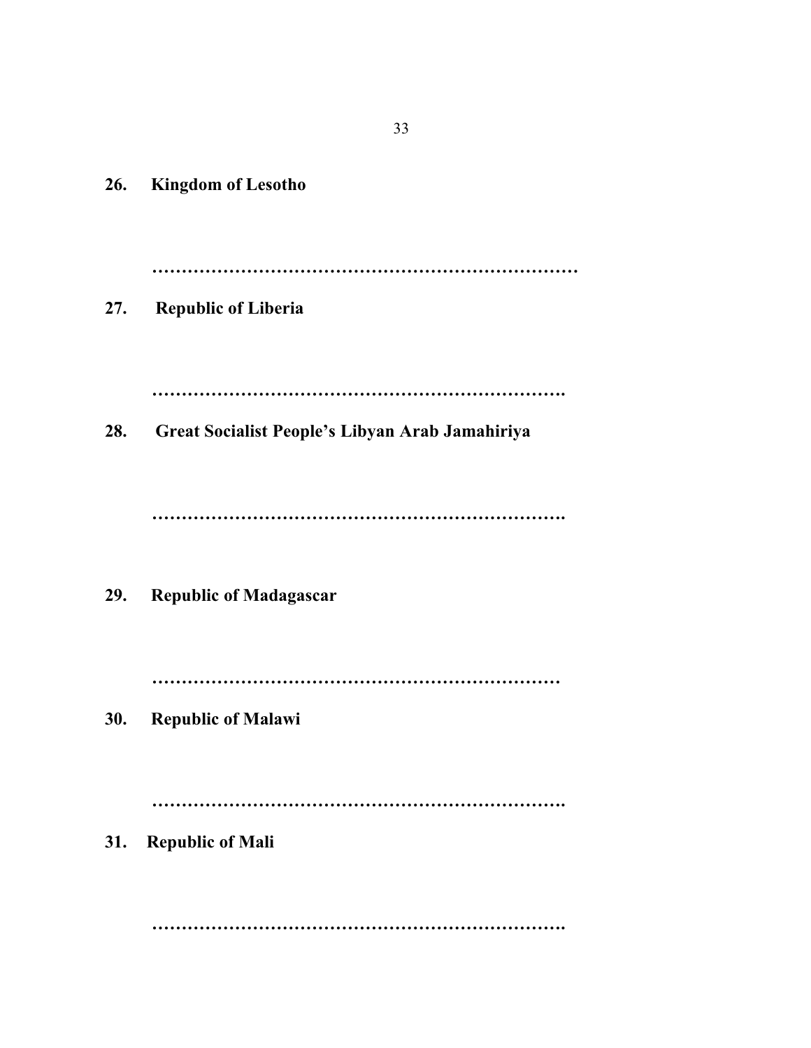**26. Kingdom of Lesotho**

………………………………………………………………

**27. Republic of Liberia**

……………………………………………………………….

**28. Great Socialist People's Libyan Arab Jamahiriya**

……………………………………………………………….

**29. Republic of Madagascar**

………………………………………………………………

**30. Republic of Malawi**

……………………………………………………………….

**31. Republic of Mali**

……………………………………………………………….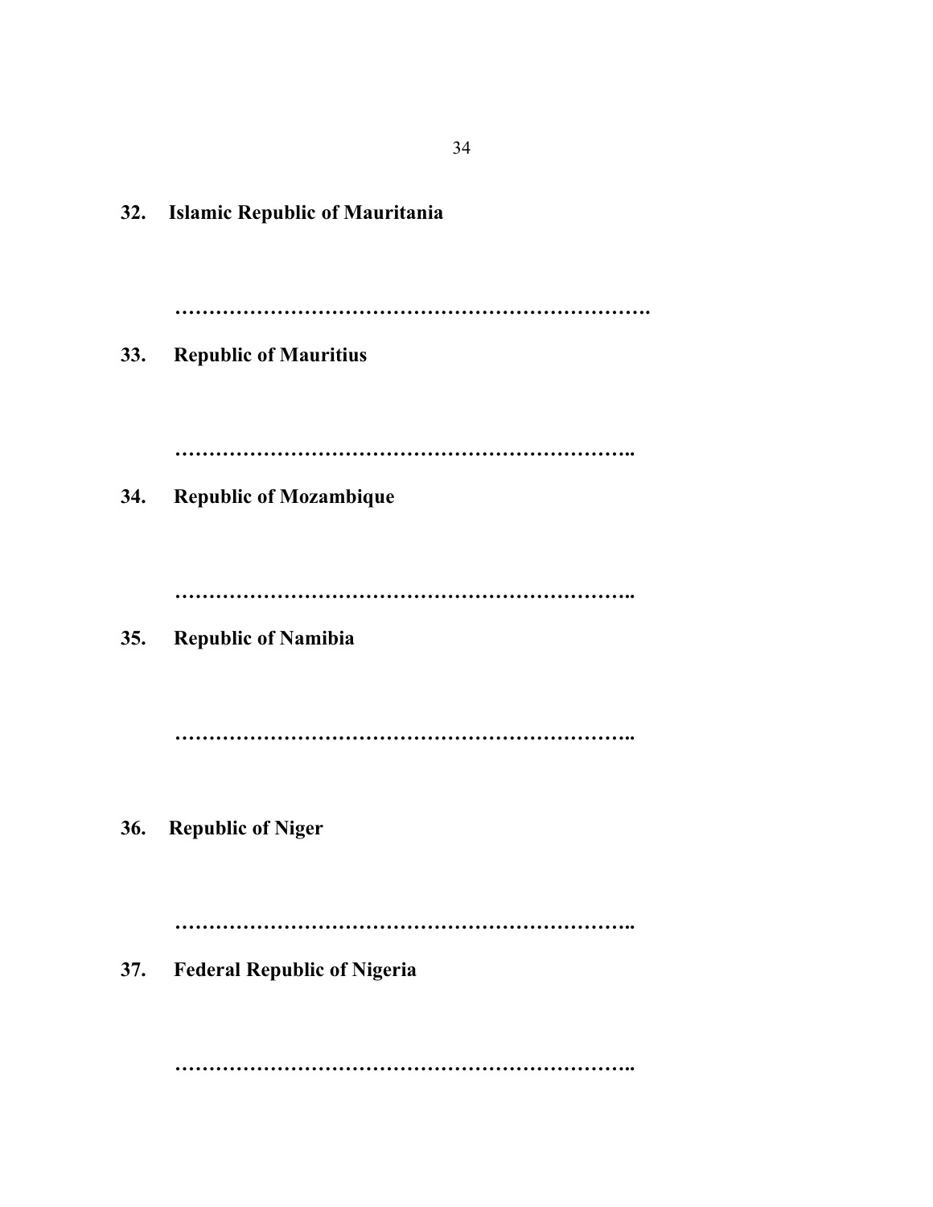**32. Islamic Republic of Mauritania**

…………………………………………………………….

**33. Republic of Mauritius**

…………………………………………………………..

**34. Republic of Mozambique**

…………………………………………………………..

**35. Republic of Namibia**

…………………………………………………………..

**36. Republic of Niger**

…………………………………………………………..

**37. Federal Republic of Nigeria**

…………………………………………………………..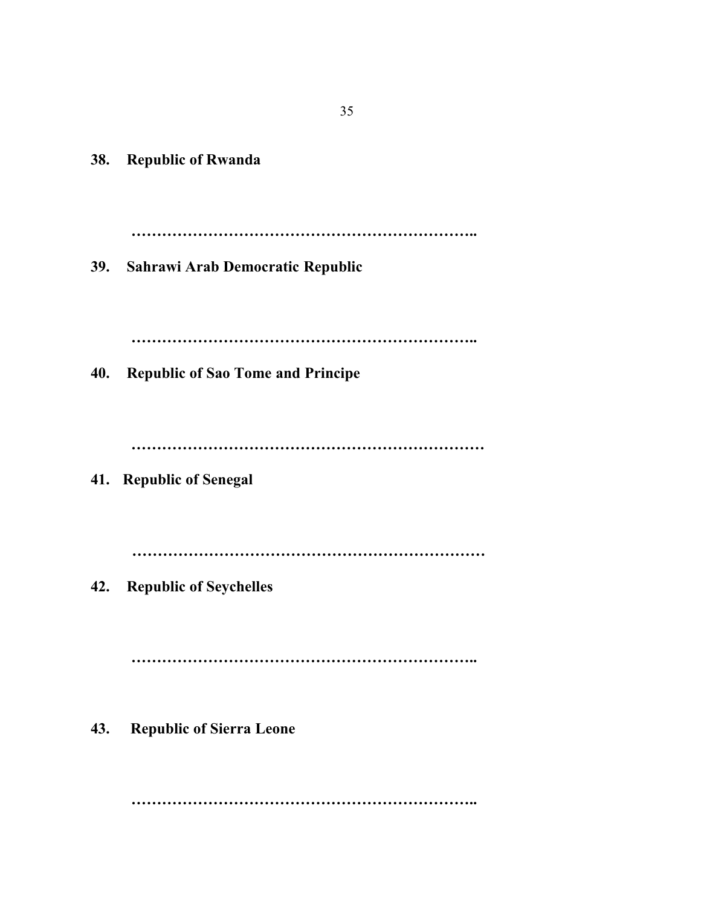**38. Republic of Rwanda**

……………………………………………………………..

**39. Sahrawi Arab Democratic Republic**

……………………………………………………………..

**40. Republic of Sao Tome and Principe**

………………………………………………………………

**41. Republic of Senegal**

………………………………………………………………

**42. Republic of Seychelles**

……………………………………………………………..

**43. Republic of Sierra Leone**

……………………………………………………………..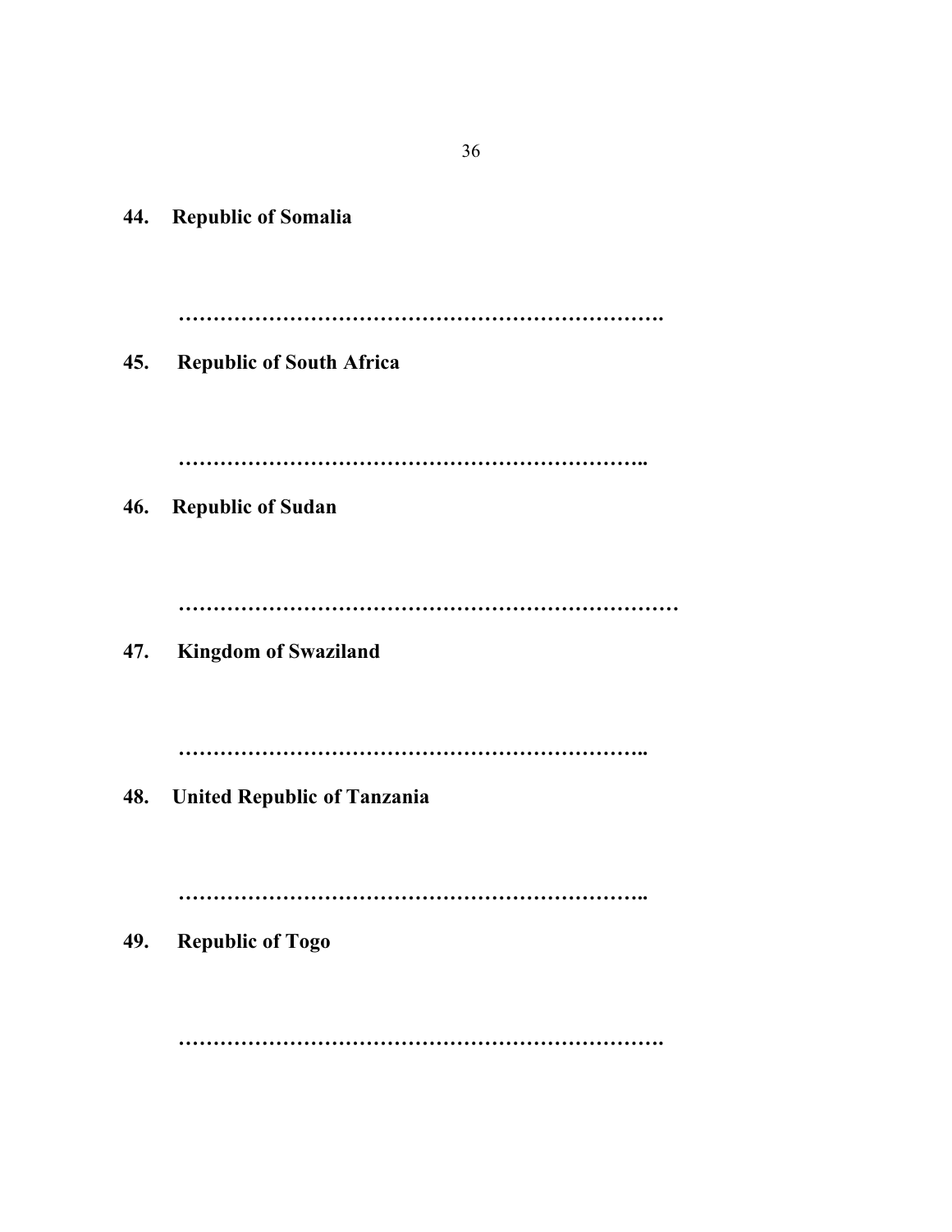**44. Republic of Somalia**

**…………………………………………………………….**

**45. Republic of South Africa**

**…………………………………………………………..**

**46. Republic of Sudan**

**………………………………………………………………**

**47. Kingdom of Swaziland**

**…………………………………………………………..**

**48. United Republic of Tanzania**

**…………………………………………………………..**

**49. Republic of Togo**

**…………………………………………………………….**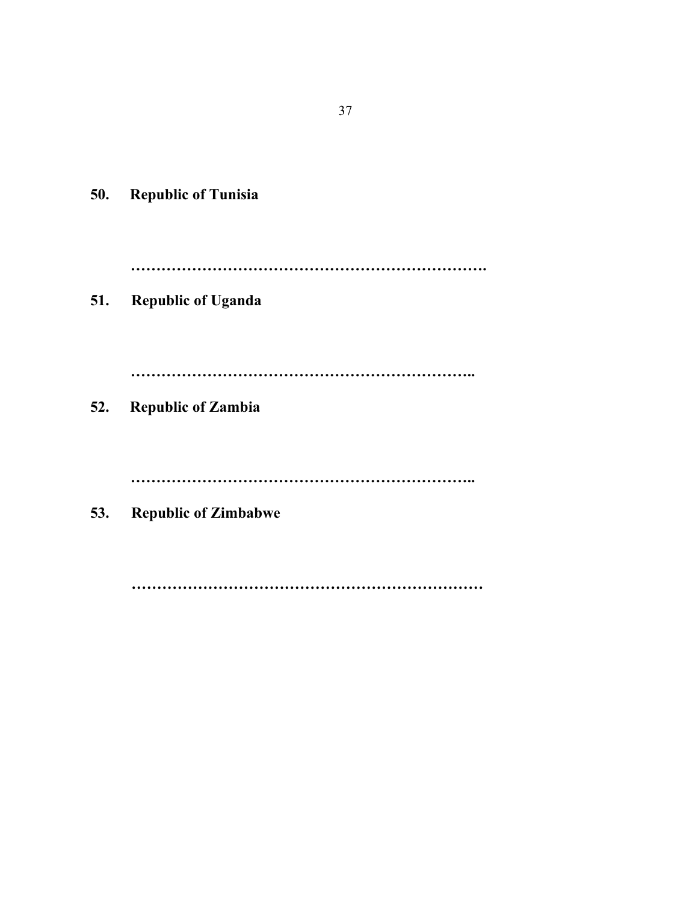**50. Republic of Tunisia**

……………………………………………………………….

**51. Republic of Uganda**

……………………………………………………………..

**52. Republic of Zambia**

……………………………………………………………..

**53. Republic of Zimbabwe**

………………………………………………………………